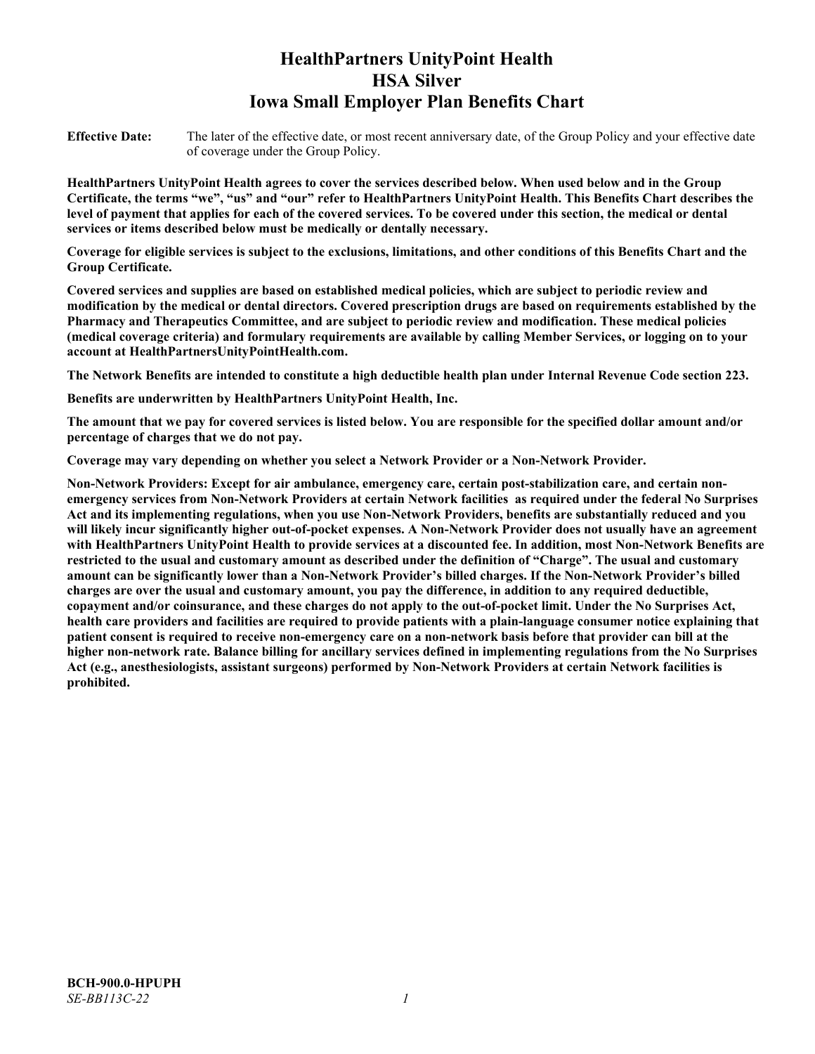# HealthPartners UnityPoint Health HSA Silver Iowa Small Employer Plan Benefits Chart

**Effective Date:** The later of the effective date, or most recent anniversary date, of the Group Policy and your effective date of coverage under the Group Policy.

**HealthPartners UnityPoint Health agrees to cover the services described below. When used below and in the Group Certificate, the terms "we", "us" and "our" refer to HealthPartners UnityPoint Health. This Benefits Chart describes the level of payment that applies for each of the covered services. To be covered under this section, the medical or dental services or items described below must be medically or dentally necessary.**

**Coverage for eligible services is subject to the exclusions, limitations, and other conditions of this Benefits Chart and the Group Certificate.**

**Covered services and supplies are based on established medical policies, which are subject to periodic review and modification by the medical or dental directors. Covered prescription drugs are based on requirements established by the Pharmacy and Therapeutics Committee, and are subject to periodic review and modification. These medical policies (medical coverage criteria) and formulary requirements are available by calling Member Services, or logging on to your account at HealthPartnersUnityPointHealth.com.**

**The Network Benefits are intended to constitute a high deductible health plan under Internal Revenue Code section 223.**

**Benefits are underwritten by HealthPartners UnityPoint Health, Inc.**

**The amount that we pay for covered services is listed below. You are responsible for the specified dollar amount and/or percentage of charges that we do not pay.**

**Coverage may vary depending on whether you select a Network Provider or a Non-Network Provider.**

**Non-Network Providers: Except for air ambulance, emergency care, certain post-stabilization care, and certain non-emergency services from Non-Network Providers at certain Network facilities as required under the federal No Surprises Act and its implementing regulations, when you use Non-Network Providers, benefits are substantially reduced and you will likely incur significantly higher out-of-pocket expenses. A Non-Network Provider does not usually have an agreement with HealthPartners UnityPoint Health to provide services at a discounted fee. In addition, most Non-Network Benefits are restricted to the usual and customary amount as described under the definition of "Charge". The usual and customary amount can be significantly lower than a Non-Network Provider's billed charges. If the Non-Network Provider's billed charges are over the usual and customary amount, you pay the difference, in addition to any required deductible, copayment and/or coinsurance, and these charges do not apply to the out-of-pocket limit. Under the No Surprises Act, health care providers and facilities are required to provide patients with a plain-language consumer notice explaining that patient consent is required to receive non-emergency care on a non-network basis before that provider can bill at the higher non-network rate. Balance billing for ancillary services defined in implementing regulations from the No Surprises Act (e.g., anesthesiologists, assistant surgeons) performed by Non-Network Providers at certain Network facilities is prohibited.**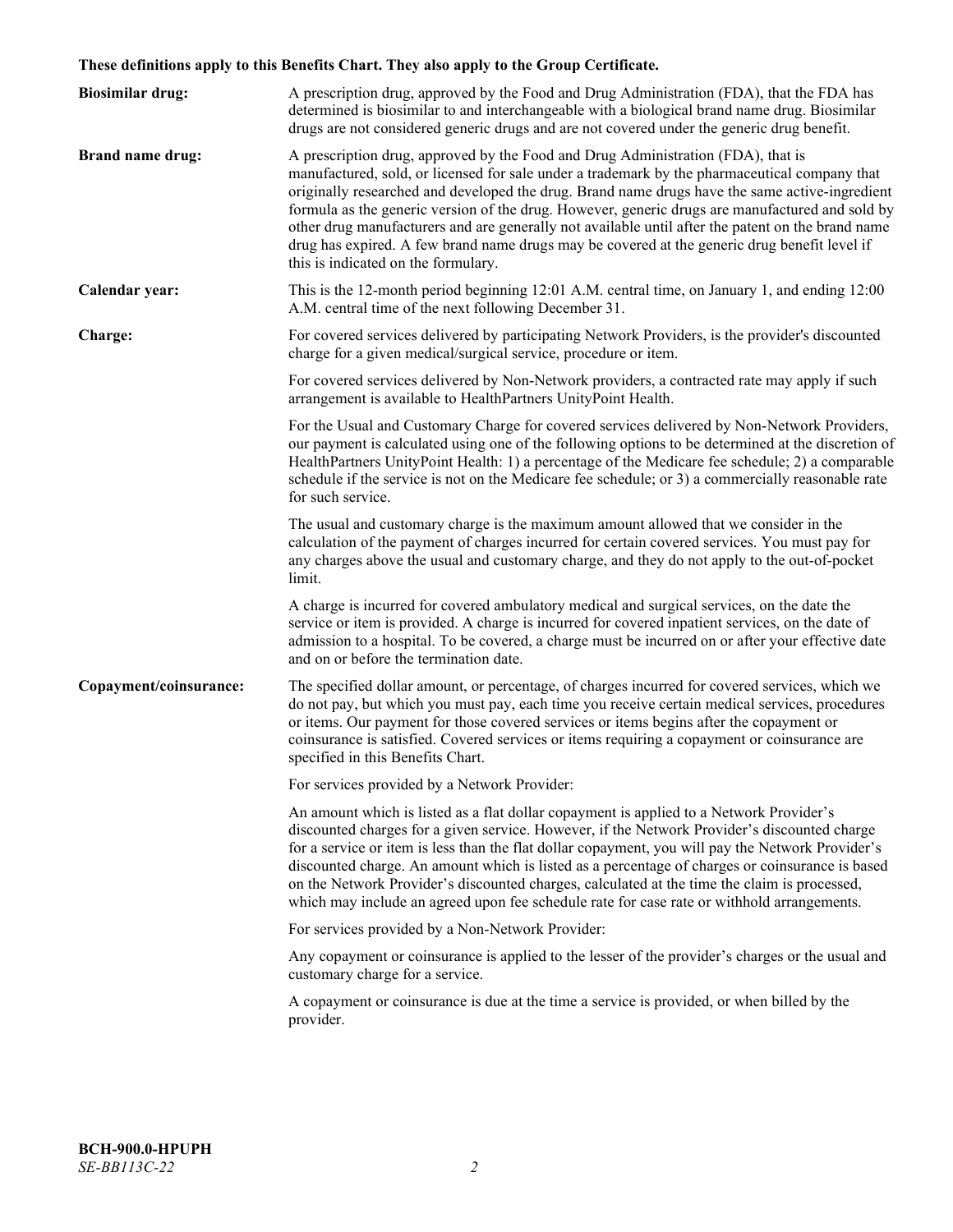**These definitions apply to this Benefits Chart. They also apply to the Group Certificate.**

**Biosimilar drug:** A prescription drug, approved by the Food and Drug Administration (FDA), that the FDA has determined is biosimilar to and interchangeable with a biological brand name drug. Biosimilar drugs are not considered generic drugs and are not covered under the generic drug benefit.

**Brand name drug:** A prescription drug, approved by the Food and Drug Administration (FDA), that is manufactured, sold, or licensed for sale under a trademark by the pharmaceutical company that originally researched and developed the drug. Brand name drugs have the same active-ingredient formula as the generic version of the drug. However, generic drugs are manufactured and sold by other drug manufacturers and are generally not available until after the patent on the brand name drug has expired. A few brand name drugs may be covered at the generic drug benefit level if this is indicated on the formulary.

**Calendar year:** This is the 12-month period beginning 12:01 A.M. central time, on January 1, and ending 12:00 A.M. central time of the next following December 31.

**Charge:** For covered services delivered by participating Network Providers, is the provider's discounted charge for a given medical/surgical service, procedure or item.

For covered services delivered by Non-Network providers, a contracted rate may apply if such arrangement is available to HealthPartners UnityPoint Health.

For the Usual and Customary Charge for covered services delivered by Non-Network Providers, our payment is calculated using one of the following options to be determined at the discretion of HealthPartners UnityPoint Health: 1) a percentage of the Medicare fee schedule; 2) a comparable schedule if the service is not on the Medicare fee schedule; or 3) a commercially reasonable rate for such service.

The usual and customary charge is the maximum amount allowed that we consider in the calculation of the payment of charges incurred for certain covered services. You must pay for any charges above the usual and customary charge, and they do not apply to the out-of-pocket limit.

A charge is incurred for covered ambulatory medical and surgical services, on the date the service or item is provided. A charge is incurred for covered inpatient services, on the date of admission to a hospital. To be covered, a charge must be incurred on or after your effective date and on or before the termination date.

**Copayment/coinsurance:** The specified dollar amount, or percentage, of charges incurred for covered services, which we do not pay, but which you must pay, each time you receive certain medical services, procedures or items. Our payment for those covered services or items begins after the copayment or coinsurance is satisfied. Covered services or items requiring a copayment or coinsurance are specified in this Benefits Chart.

For services provided by a Network Provider:

An amount which is listed as a flat dollar copayment is applied to a Network Provider's discounted charges for a given service. However, if the Network Provider's discounted charge for a service or item is less than the flat dollar copayment, you will pay the Network Provider's discounted charge. An amount which is listed as a percentage of charges or coinsurance is based on the Network Provider's discounted charges, calculated at the time the claim is processed, which may include an agreed upon fee schedule rate for case rate or withhold arrangements.

For services provided by a Non-Network Provider:

Any copayment or coinsurance is applied to the lesser of the provider's charges or the usual and customary charge for a service.

A copayment or coinsurance is due at the time a service is provided, or when billed by the provider.

**BCH-900.0-HPUPH**
*SE-BB113C-22*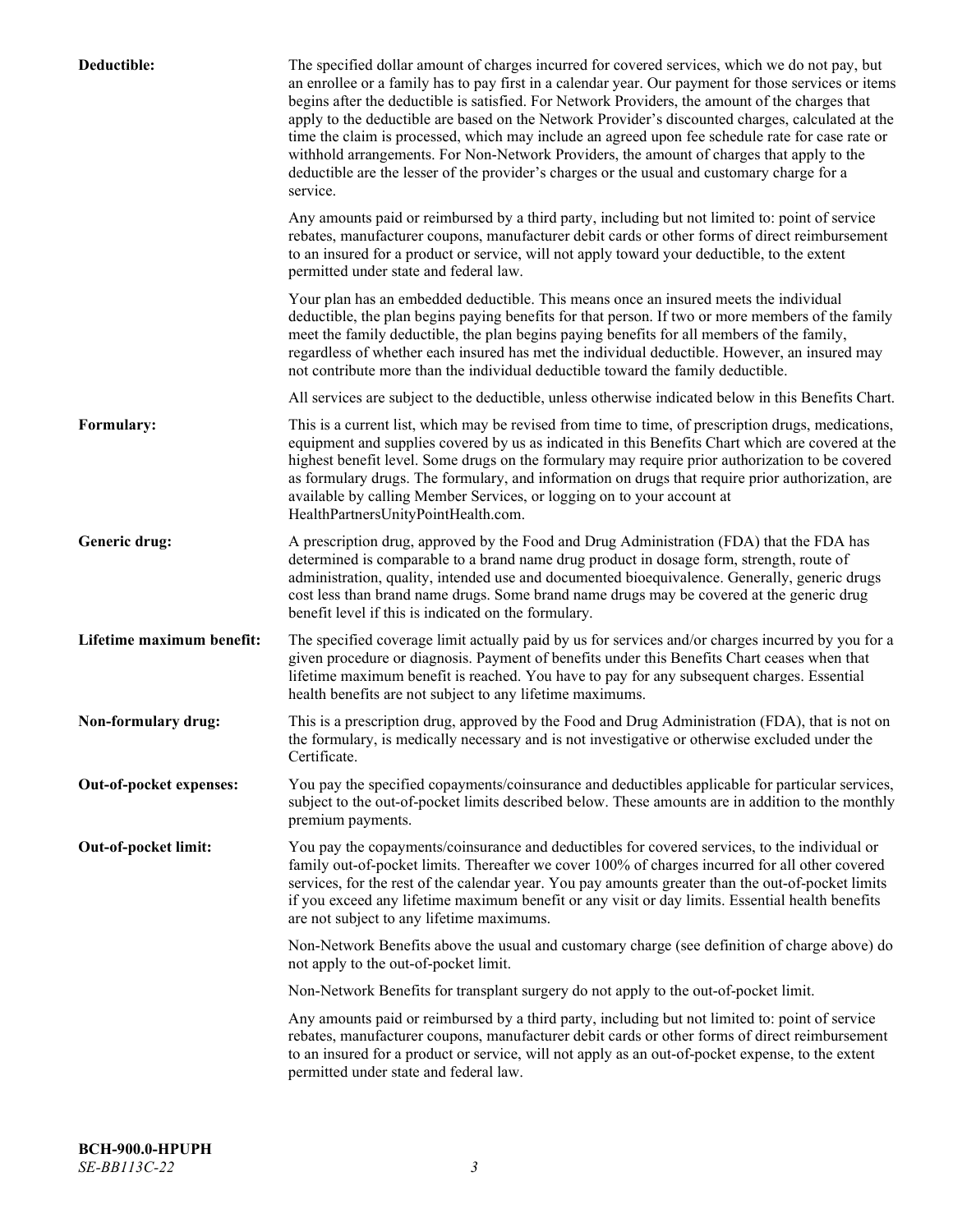**Deductible:** The specified dollar amount of charges incurred for covered services, which we do not pay, but an enrollee or a family has to pay first in a calendar year. Our payment for those services or items begins after the deductible is satisfied. For Network Providers, the amount of the charges that apply to the deductible are based on the Network Provider's discounted charges, calculated at the time the claim is processed, which may include an agreed upon fee schedule rate for case rate or withhold arrangements. For Non-Network Providers, the amount of charges that apply to the deductible are the lesser of the provider's charges or the usual and customary charge for a service.

Any amounts paid or reimbursed by a third party, including but not limited to: point of service rebates, manufacturer coupons, manufacturer debit cards or other forms of direct reimbursement to an insured for a product or service, will not apply toward your deductible, to the extent permitted under state and federal law.

Your plan has an embedded deductible. This means once an insured meets the individual deductible, the plan begins paying benefits for that person. If two or more members of the family meet the family deductible, the plan begins paying benefits for all members of the family, regardless of whether each insured has met the individual deductible. However, an insured may not contribute more than the individual deductible toward the family deductible.

All services are subject to the deductible, unless otherwise indicated below in this Benefits Chart.

**Formulary:** This is a current list, which may be revised from time to time, of prescription drugs, medications, equipment and supplies covered by us as indicated in this Benefits Chart which are covered at the highest benefit level. Some drugs on the formulary may require prior authorization to be covered as formulary drugs. The formulary, and information on drugs that require prior authorization, are available by calling Member Services, or logging on to your account at HealthPartnersUnityPointHealth.com.

**Generic drug:** A prescription drug, approved by the Food and Drug Administration (FDA) that the FDA has determined is comparable to a brand name drug product in dosage form, strength, route of administration, quality, intended use and documented bioequivalence. Generally, generic drugs cost less than brand name drugs. Some brand name drugs may be covered at the generic drug benefit level if this is indicated on the formulary.

**Lifetime maximum benefit:** The specified coverage limit actually paid by us for services and/or charges incurred by you for a given procedure or diagnosis. Payment of benefits under this Benefits Chart ceases when that lifetime maximum benefit is reached. You have to pay for any subsequent charges. Essential health benefits are not subject to any lifetime maximums.

**Non-formulary drug:** This is a prescription drug, approved by the Food and Drug Administration (FDA), that is not on the formulary, is medically necessary and is not investigative or otherwise excluded under the Certificate.

**Out-of-pocket expenses:** You pay the specified copayments/coinsurance and deductibles applicable for particular services, subject to the out-of-pocket limits described below. These amounts are in addition to the monthly premium payments.

**Out-of-pocket limit:** You pay the copayments/coinsurance and deductibles for covered services, to the individual or family out-of-pocket limits. Thereafter we cover 100% of charges incurred for all other covered services, for the rest of the calendar year. You pay amounts greater than the out-of-pocket limits if you exceed any lifetime maximum benefit or any visit or day limits. Essential health benefits are not subject to any lifetime maximums.

Non-Network Benefits above the usual and customary charge (see definition of charge above) do not apply to the out-of-pocket limit.

Non-Network Benefits for transplant surgery do not apply to the out-of-pocket limit.

Any amounts paid or reimbursed by a third party, including but not limited to: point of service rebates, manufacturer coupons, manufacturer debit cards or other forms of direct reimbursement to an insured for a product or service, will not apply as an out-of-pocket expense, to the extent permitted under state and federal law.

**BCH-900.0-HPUPH**
*SE-BB113C-22*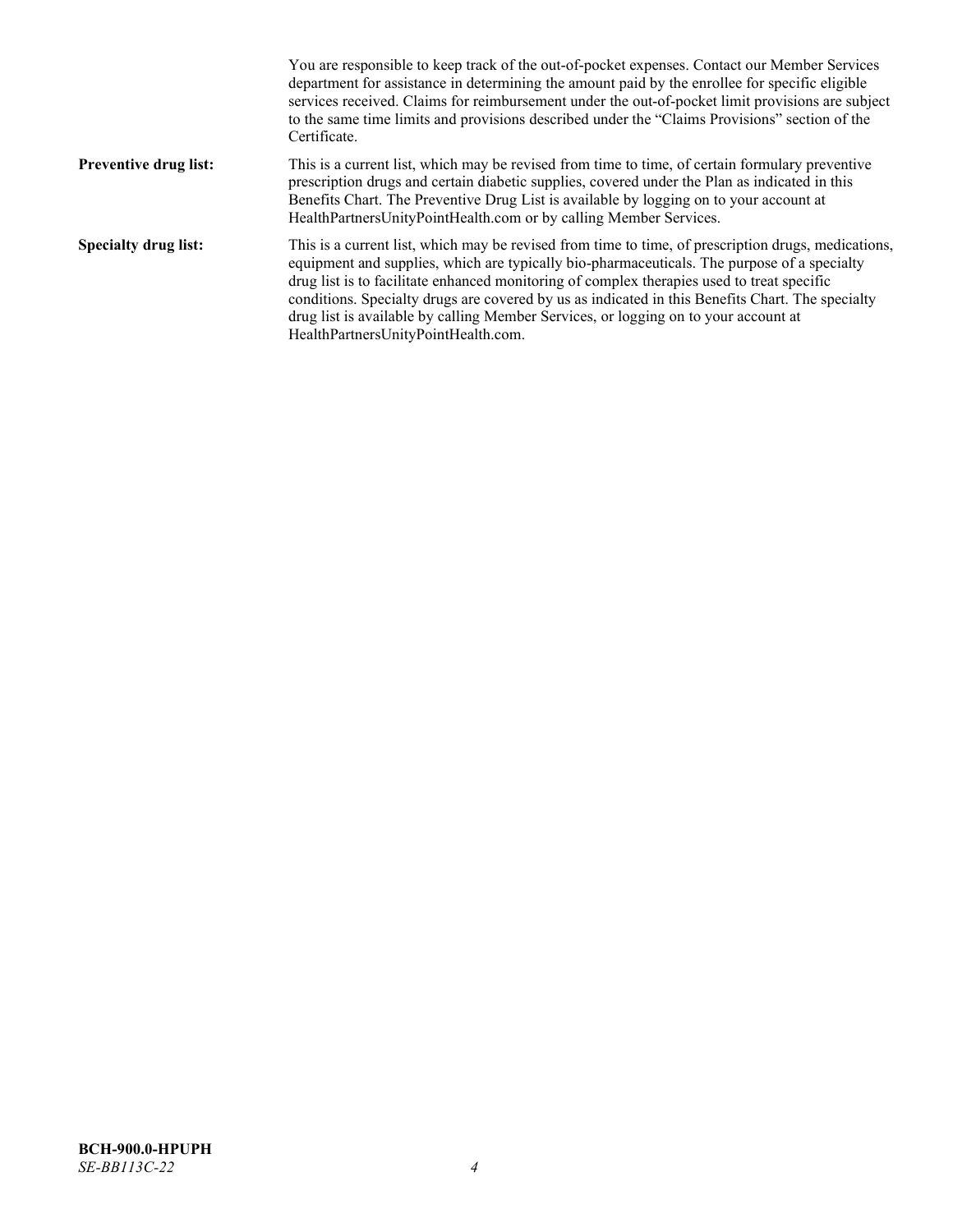You are responsible to keep track of the out-of-pocket expenses. Contact our Member Services department for assistance in determining the amount paid by the enrollee for specific eligible services received. Claims for reimbursement under the out-of-pocket limit provisions are subject to the same time limits and provisions described under the "Claims Provisions" section of the Certificate.

**Preventive drug list:** This is a current list, which may be revised from time to time, of certain formulary preventive prescription drugs and certain diabetic supplies, covered under the Plan as indicated in this Benefits Chart. The Preventive Drug List is available by logging on to your account at HealthPartnersUnityPointHealth.com or by calling Member Services.

**Specialty drug list:** This is a current list, which may be revised from time to time, of prescription drugs, medications, equipment and supplies, which are typically bio-pharmaceuticals. The purpose of a specialty drug list is to facilitate enhanced monitoring of complex therapies used to treat specific conditions. Specialty drugs are covered by us as indicated in this Benefits Chart. The specialty drug list is available by calling Member Services, or logging on to your account at HealthPartnersUnityPointHealth.com.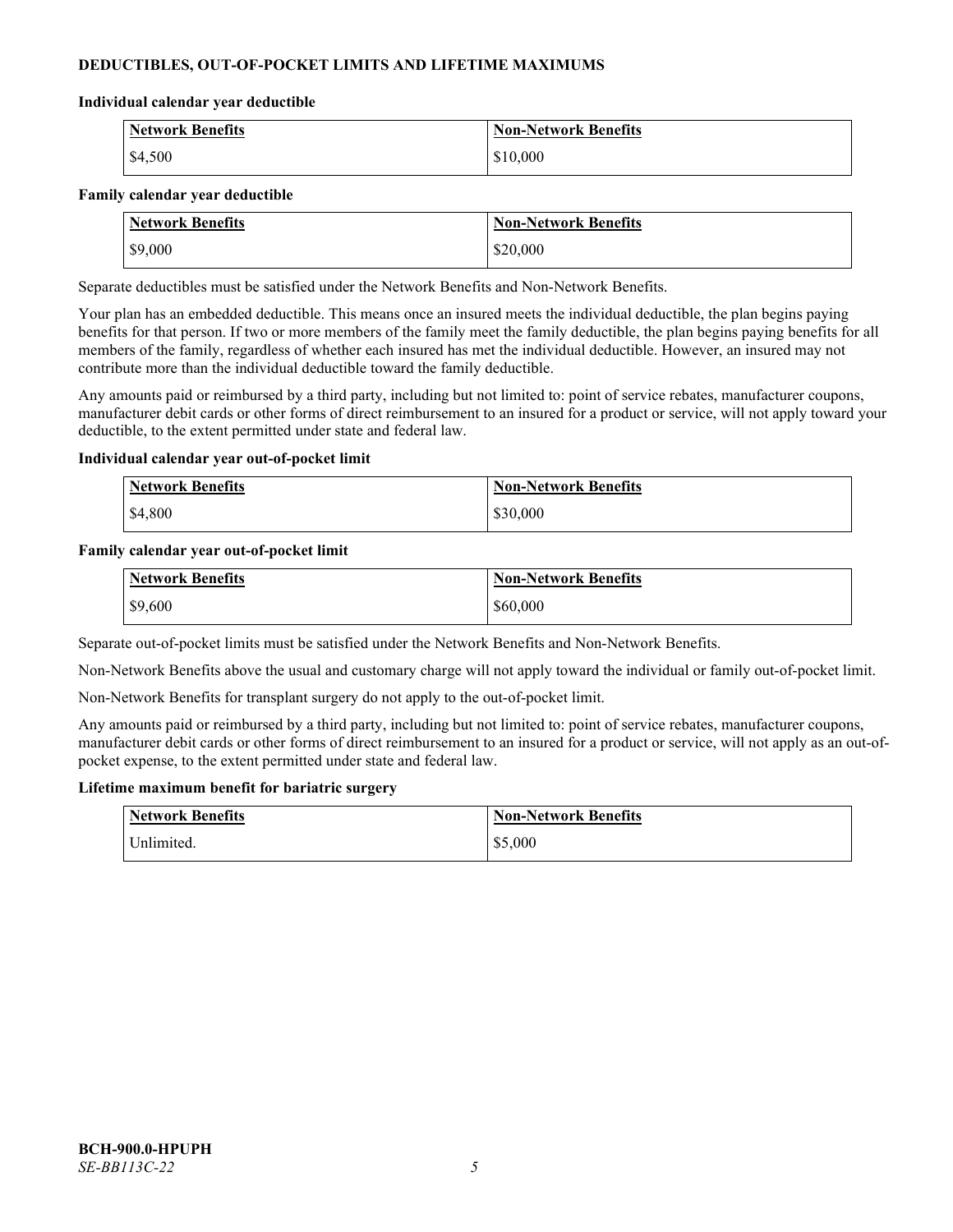## DEDUCTIBLES, OUT-OF-POCKET LIMITS AND LIFETIME MAXIMUMS

### Individual calendar year deductible

| Network Benefits | Non-Network Benefits |
|---|---|
| $4,500 | $10,000 |

### Family calendar year deductible

| Network Benefits | Non-Network Benefits |
|---|---|
| $9,000 | $20,000 |

Separate deductibles must be satisfied under the Network Benefits and Non-Network Benefits.

Your plan has an embedded deductible. This means once an insured meets the individual deductible, the plan begins paying benefits for that person. If two or more members of the family meet the family deductible, the plan begins paying benefits for all members of the family, regardless of whether each insured has met the individual deductible. However, an insured may not contribute more than the individual deductible toward the family deductible.

Any amounts paid or reimbursed by a third party, including but not limited to: point of service rebates, manufacturer coupons, manufacturer debit cards or other forms of direct reimbursement to an insured for a product or service, will not apply toward your deductible, to the extent permitted under state and federal law.

### Individual calendar year out-of-pocket limit

| Network Benefits | Non-Network Benefits |
|---|---|
| $4,800 | $30,000 |

### Family calendar year out-of-pocket limit

| Network Benefits | Non-Network Benefits |
|---|---|
| $9,600 | $60,000 |

Separate out-of-pocket limits must be satisfied under the Network Benefits and Non-Network Benefits.

Non-Network Benefits above the usual and customary charge will not apply toward the individual or family out-of-pocket limit.

Non-Network Benefits for transplant surgery do not apply to the out-of-pocket limit.

Any amounts paid or reimbursed by a third party, including but not limited to: point of service rebates, manufacturer coupons, manufacturer debit cards or other forms of direct reimbursement to an insured for a product or service, will not apply as an out-of-pocket expense, to the extent permitted under state and federal law.

### Lifetime maximum benefit for bariatric surgery

| Network Benefits | Non-Network Benefits |
|---|---|
| Unlimited. | $5,000 |

**BCH-900.0-HPUPH**
*SE-BB113C-22*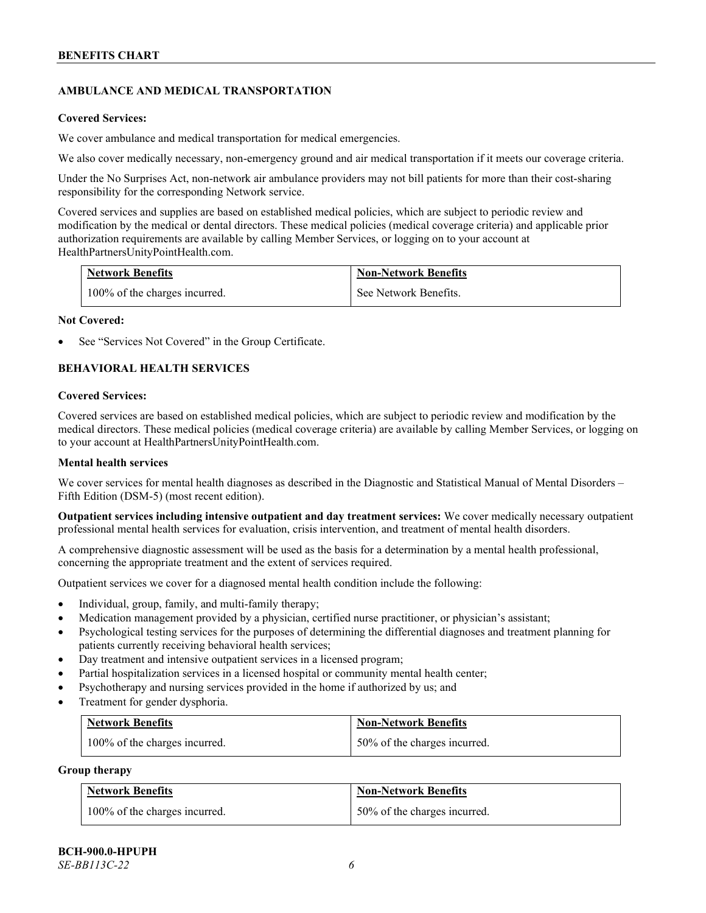## AMBULANCE AND MEDICAL TRANSPORTATION

**Covered Services:**

We cover ambulance and medical transportation for medical emergencies.

We also cover medically necessary, non-emergency ground and air medical transportation if it meets our coverage criteria.

Under the No Surprises Act, non-network air ambulance providers may not bill patients for more than their cost-sharing responsibility for the corresponding Network service.

Covered services and supplies are based on established medical policies, which are subject to periodic review and modification by the medical or dental directors. These medical policies (medical coverage criteria) and applicable prior authorization requirements are available by calling Member Services, or logging on to your account at HealthPartnersUnityPointHealth.com.

| Network Benefits | Non-Network Benefits |
|---|---|
| 100% of the charges incurred. | See Network Benefits. |

**Not Covered:**

- See "Services Not Covered" in the Group Certificate.

## BEHAVIORAL HEALTH SERVICES

**Covered Services:**

Covered services are based on established medical policies, which are subject to periodic review and modification by the medical directors. These medical policies (medical coverage criteria) are available by calling Member Services, or logging on to your account at HealthPartnersUnityPointHealth.com.

**Mental health services**

We cover services for mental health diagnoses as described in the Diagnostic and Statistical Manual of Mental Disorders – Fifth Edition (DSM-5) (most recent edition).

**Outpatient services including intensive outpatient and day treatment services:** We cover medically necessary outpatient professional mental health services for evaluation, crisis intervention, and treatment of mental health disorders.

A comprehensive diagnostic assessment will be used as the basis for a determination by a mental health professional, concerning the appropriate treatment and the extent of services required.

Outpatient services we cover for a diagnosed mental health condition include the following:

- Individual, group, family, and multi-family therapy;
- Medication management provided by a physician, certified nurse practitioner, or physician's assistant;
- Psychological testing services for the purposes of determining the differential diagnoses and treatment planning for patients currently receiving behavioral health services;
- Day treatment and intensive outpatient services in a licensed program;
- Partial hospitalization services in a licensed hospital or community mental health center;
- Psychotherapy and nursing services provided in the home if authorized by us; and
- Treatment for gender dysphoria.

| Network Benefits | Non-Network Benefits |
|---|---|
| 100% of the charges incurred. | 50% of the charges incurred. |

**Group therapy**

| Network Benefits | Non-Network Benefits |
|---|---|
| 100% of the charges incurred. | 50% of the charges incurred. |

**BCH-900.0-HPUPH**
*SE-BB113C-22*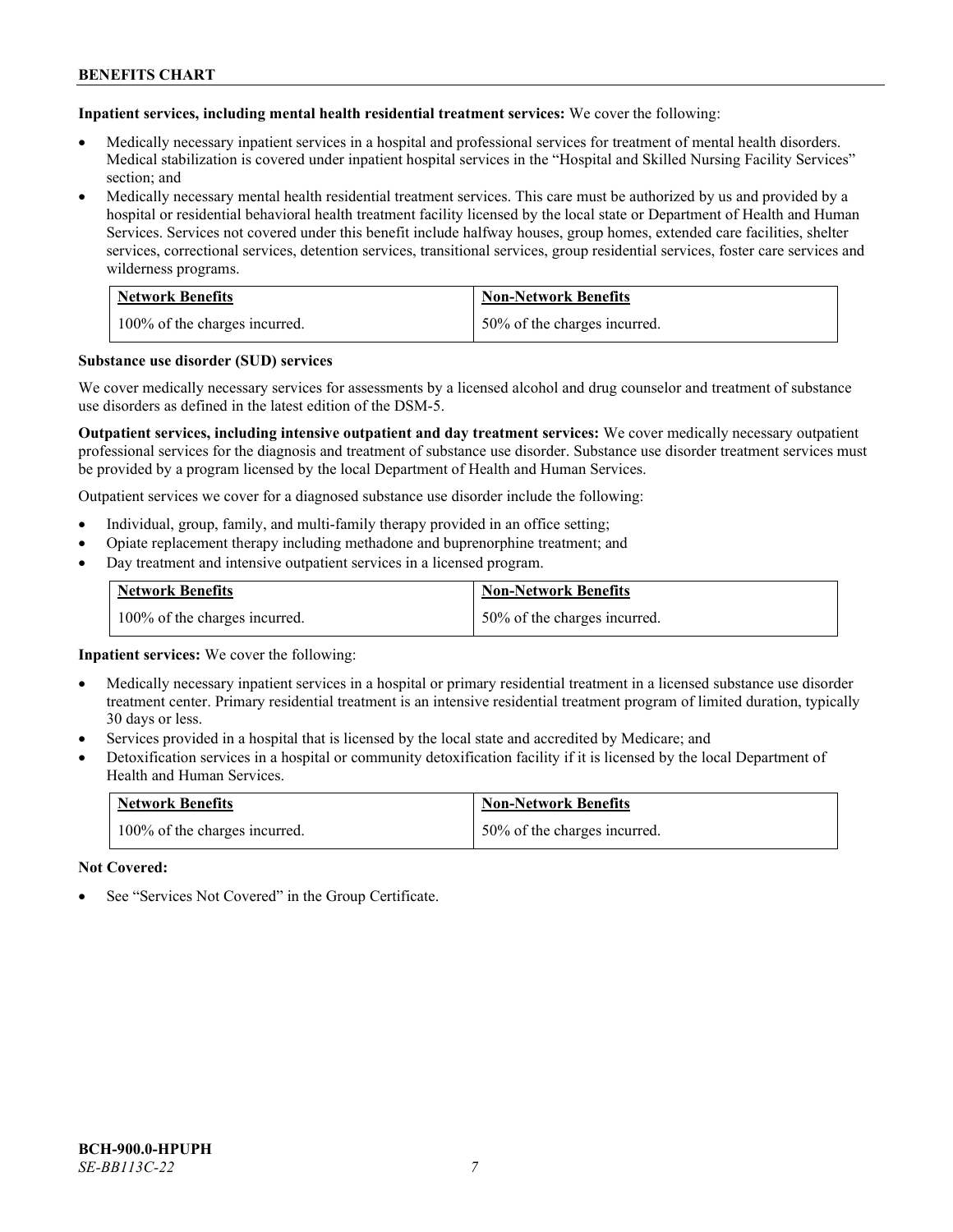**Inpatient services, including mental health residential treatment services:** We cover the following:

- Medically necessary inpatient services in a hospital and professional services for treatment of mental health disorders. Medical stabilization is covered under inpatient hospital services in the "Hospital and Skilled Nursing Facility Services" section; and
- Medically necessary mental health residential treatment services. This care must be authorized by us and provided by a hospital or residential behavioral health treatment facility licensed by the local state or Department of Health and Human Services. Services not covered under this benefit include halfway houses, group homes, extended care facilities, shelter services, correctional services, detention services, transitional services, group residential services, foster care services and wilderness programs.

| Network Benefits | Non-Network Benefits |
|---|---|
| 100% of the charges incurred. | 50% of the charges incurred. |

**Substance use disorder (SUD) services**

We cover medically necessary services for assessments by a licensed alcohol and drug counselor and treatment of substance use disorders as defined in the latest edition of the DSM-5.

**Outpatient services, including intensive outpatient and day treatment services:** We cover medically necessary outpatient professional services for the diagnosis and treatment of substance use disorder. Substance use disorder treatment services must be provided by a program licensed by the local Department of Health and Human Services.

Outpatient services we cover for a diagnosed substance use disorder include the following:

- Individual, group, family, and multi-family therapy provided in an office setting;
- Opiate replacement therapy including methadone and buprenorphine treatment; and
- Day treatment and intensive outpatient services in a licensed program.

| Network Benefits | Non-Network Benefits |
|---|---|
| 100% of the charges incurred. | 50% of the charges incurred. |

**Inpatient services:** We cover the following:

- Medically necessary inpatient services in a hospital or primary residential treatment in a licensed substance use disorder treatment center. Primary residential treatment is an intensive residential treatment program of limited duration, typically 30 days or less.
- Services provided in a hospital that is licensed by the local state and accredited by Medicare; and
- Detoxification services in a hospital or community detoxification facility if it is licensed by the local Department of Health and Human Services.

| Network Benefits | Non-Network Benefits |
|---|---|
| 100% of the charges incurred. | 50% of the charges incurred. |

**Not Covered:**

- See "Services Not Covered" in the Group Certificate.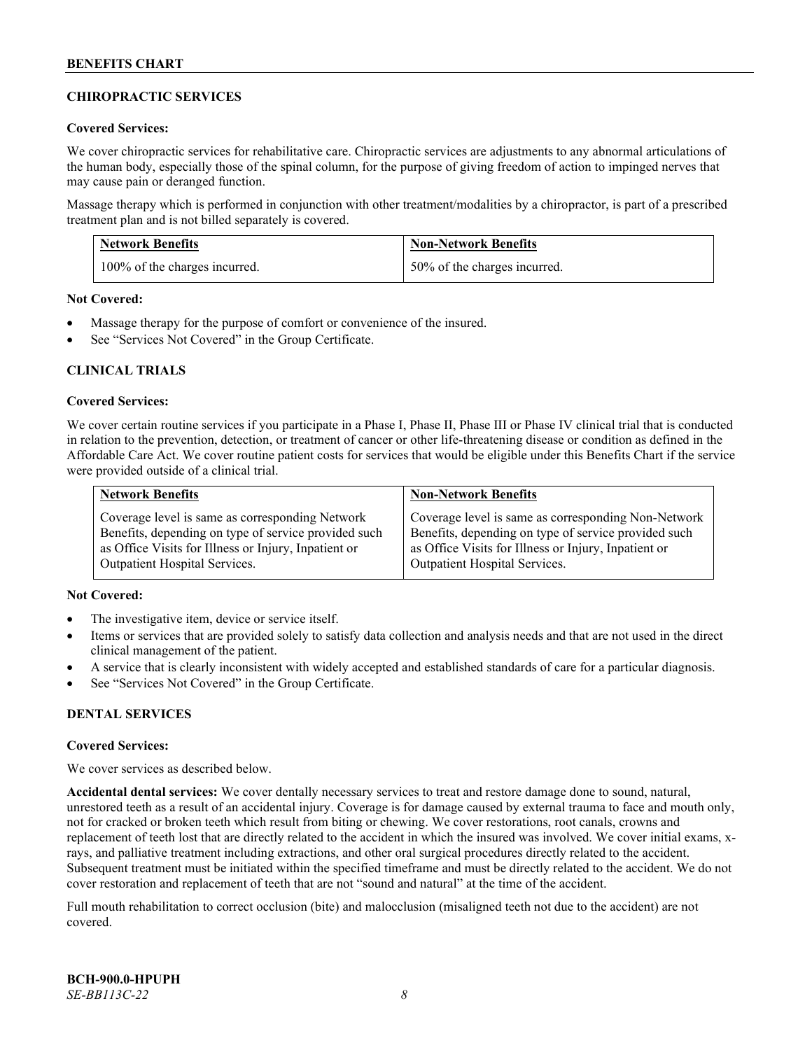## CHIROPRACTIC SERVICES

**Covered Services:**

We cover chiropractic services for rehabilitative care. Chiropractic services are adjustments to any abnormal articulations of the human body, especially those of the spinal column, for the purpose of giving freedom of action to impinged nerves that may cause pain or deranged function.

Massage therapy which is performed in conjunction with other treatment/modalities by a chiropractor, is part of a prescribed treatment plan and is not billed separately is covered.

| Network Benefits | Non-Network Benefits |
|---|---|
| 100% of the charges incurred. | 50% of the charges incurred. |

**Not Covered:**

- Massage therapy for the purpose of comfort or convenience of the insured.
- See "Services Not Covered" in the Group Certificate.

## CLINICAL TRIALS

**Covered Services:**

We cover certain routine services if you participate in a Phase I, Phase II, Phase III or Phase IV clinical trial that is conducted in relation to the prevention, detection, or treatment of cancer or other life-threatening disease or condition as defined in the Affordable Care Act. We cover routine patient costs for services that would be eligible under this Benefits Chart if the service were provided outside of a clinical trial.

| Network Benefits | Non-Network Benefits |
|---|---|
| Coverage level is same as corresponding Network Benefits, depending on type of service provided such as Office Visits for Illness or Injury, Inpatient or Outpatient Hospital Services. | Coverage level is same as corresponding Non-Network Benefits, depending on type of service provided such as Office Visits for Illness or Injury, Inpatient or Outpatient Hospital Services. |

**Not Covered:**

- The investigative item, device or service itself.
- Items or services that are provided solely to satisfy data collection and analysis needs and that are not used in the direct clinical management of the patient.
- A service that is clearly inconsistent with widely accepted and established standards of care for a particular diagnosis.
- See "Services Not Covered" in the Group Certificate.

## DENTAL SERVICES

**Covered Services:**

We cover services as described below.

**Accidental dental services:** We cover dentally necessary services to treat and restore damage done to sound, natural, unrestored teeth as a result of an accidental injury. Coverage is for damage caused by external trauma to face and mouth only, not for cracked or broken teeth which result from biting or chewing. We cover restorations, root canals, crowns and replacement of teeth lost that are directly related to the accident in which the insured was involved. We cover initial exams, x-rays, and palliative treatment including extractions, and other oral surgical procedures directly related to the accident. Subsequent treatment must be initiated within the specified timeframe and must be directly related to the accident. We do not cover restoration and replacement of teeth that are not "sound and natural" at the time of the accident.

Full mouth rehabilitation to correct occlusion (bite) and malocclusion (misaligned teeth not due to the accident) are not covered.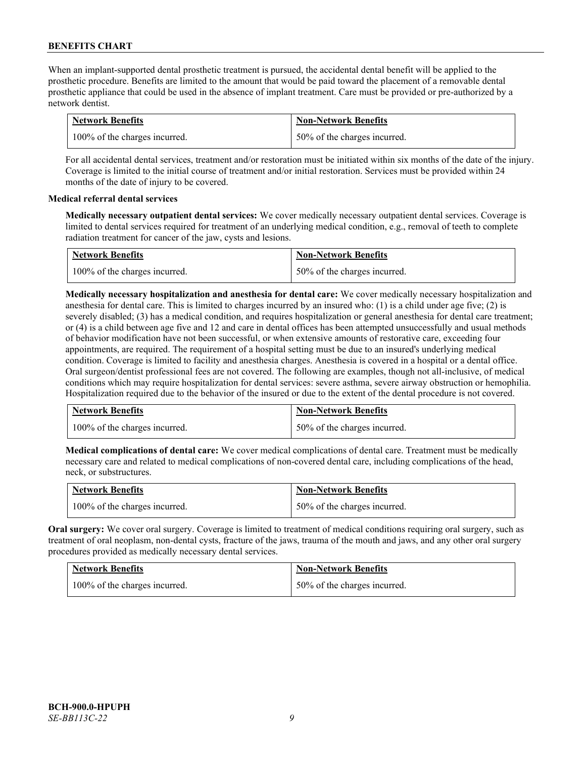When an implant-supported dental prosthetic treatment is pursued, the accidental dental benefit will be applied to the prosthetic procedure. Benefits are limited to the amount that would be paid toward the placement of a removable dental prosthetic appliance that could be used in the absence of implant treatment. Care must be provided or pre-authorized by a network dentist.

| Network Benefits | Non-Network Benefits |
| --- | --- |
| 100% of the charges incurred. | 50% of the charges incurred. |

For all accidental dental services, treatment and/or restoration must be initiated within six months of the date of the injury. Coverage is limited to the initial course of treatment and/or initial restoration. Services must be provided within 24 months of the date of injury to be covered.

**Medical referral dental services**

**Medically necessary outpatient dental services:** We cover medically necessary outpatient dental services. Coverage is limited to dental services required for treatment of an underlying medical condition, e.g., removal of teeth to complete radiation treatment for cancer of the jaw, cysts and lesions.

| Network Benefits | Non-Network Benefits |
| --- | --- |
| 100% of the charges incurred. | 50% of the charges incurred. |

**Medically necessary hospitalization and anesthesia for dental care:** We cover medically necessary hospitalization and anesthesia for dental care. This is limited to charges incurred by an insured who: (1) is a child under age five; (2) is severely disabled; (3) has a medical condition, and requires hospitalization or general anesthesia for dental care treatment; or (4) is a child between age five and 12 and care in dental offices has been attempted unsuccessfully and usual methods of behavior modification have not been successful, or when extensive amounts of restorative care, exceeding four appointments, are required. The requirement of a hospital setting must be due to an insured's underlying medical condition. Coverage is limited to facility and anesthesia charges. Anesthesia is covered in a hospital or a dental office. Oral surgeon/dentist professional fees are not covered. The following are examples, though not all-inclusive, of medical conditions which may require hospitalization for dental services: severe asthma, severe airway obstruction or hemophilia. Hospitalization required due to the behavior of the insured or due to the extent of the dental procedure is not covered.

| Network Benefits | Non-Network Benefits |
| --- | --- |
| 100% of the charges incurred. | 50% of the charges incurred. |

**Medical complications of dental care:** We cover medical complications of dental care. Treatment must be medically necessary care and related to medical complications of non-covered dental care, including complications of the head, neck, or substructures.

| Network Benefits | Non-Network Benefits |
| --- | --- |
| 100% of the charges incurred. | 50% of the charges incurred. |

**Oral surgery:** We cover oral surgery. Coverage is limited to treatment of medical conditions requiring oral surgery, such as treatment of oral neoplasm, non-dental cysts, fracture of the jaws, trauma of the mouth and jaws, and any other oral surgery procedures provided as medically necessary dental services.

| Network Benefits | Non-Network Benefits |
| --- | --- |
| 100% of the charges incurred. | 50% of the charges incurred. |

**BCH-900.0-HPUPH**
*SE-BB113C-22*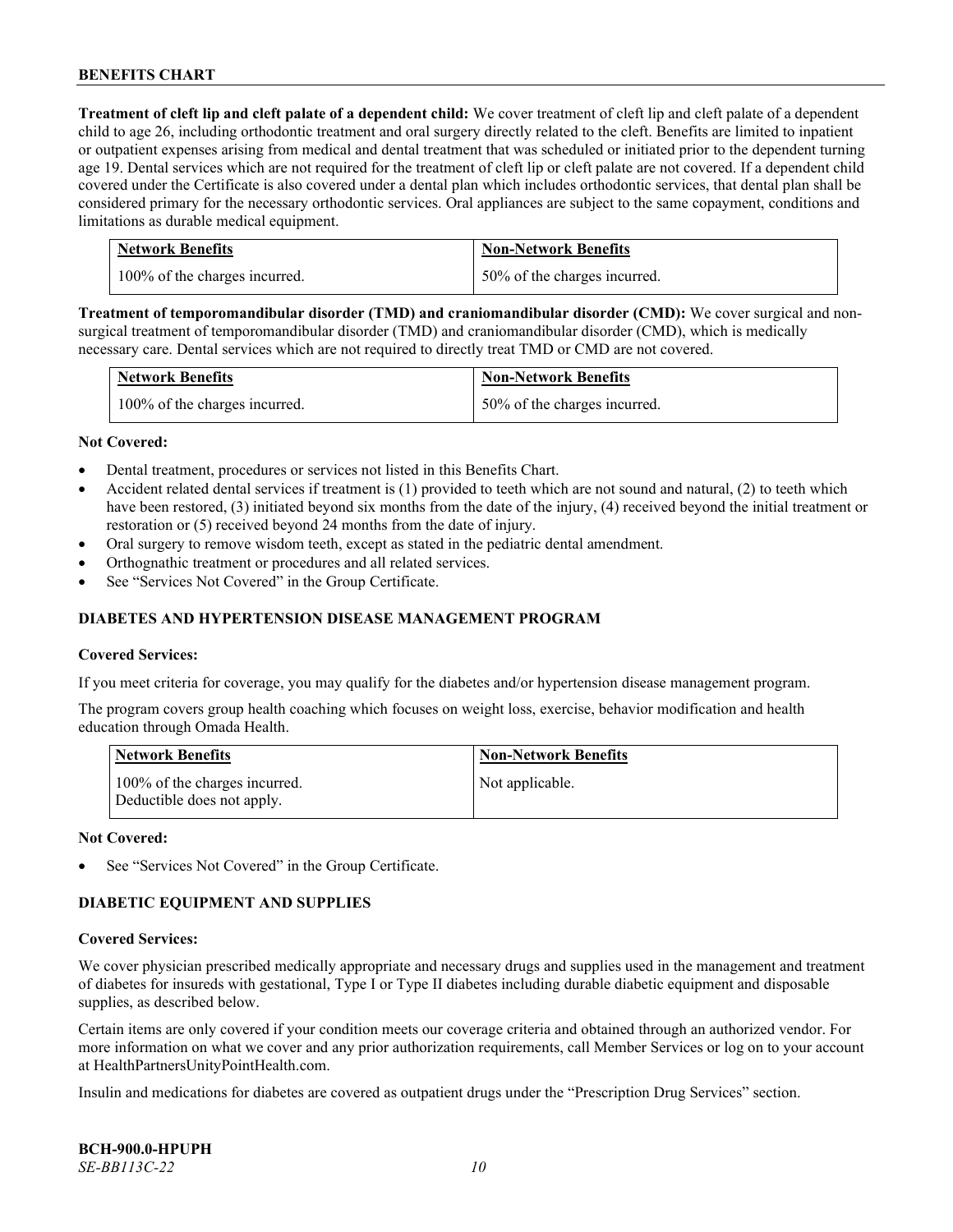**Treatment of cleft lip and cleft palate of a dependent child:** We cover treatment of cleft lip and cleft palate of a dependent child to age 26, including orthodontic treatment and oral surgery directly related to the cleft. Benefits are limited to inpatient or outpatient expenses arising from medical and dental treatment that was scheduled or initiated prior to the dependent turning age 19. Dental services which are not required for the treatment of cleft lip or cleft palate are not covered. If a dependent child covered under the Certificate is also covered under a dental plan which includes orthodontic services, that dental plan shall be considered primary for the necessary orthodontic services. Oral appliances are subject to the same copayment, conditions and limitations as durable medical equipment.

| Network Benefits | Non-Network Benefits |
|---|---|
| 100% of the charges incurred. | 50% of the charges incurred. |

**Treatment of temporomandibular disorder (TMD) and craniomandibular disorder (CMD):** We cover surgical and non-surgical treatment of temporomandibular disorder (TMD) and craniomandibular disorder (CMD), which is medically necessary care. Dental services which are not required to directly treat TMD or CMD are not covered.

| Network Benefits | Non-Network Benefits |
|---|---|
| 100% of the charges incurred. | 50% of the charges incurred. |

**Not Covered:**

- Dental treatment, procedures or services not listed in this Benefits Chart.
- Accident related dental services if treatment is (1) provided to teeth which are not sound and natural, (2) to teeth which have been restored, (3) initiated beyond six months from the date of the injury, (4) received beyond the initial treatment or restoration or (5) received beyond 24 months from the date of injury.
- Oral surgery to remove wisdom teeth, except as stated in the pediatric dental amendment.
- Orthognathic treatment or procedures and all related services.
- See "Services Not Covered" in the Group Certificate.

## DIABETES AND HYPERTENSION DISEASE MANAGEMENT PROGRAM

**Covered Services:**

If you meet criteria for coverage, you may qualify for the diabetes and/or hypertension disease management program.

The program covers group health coaching which focuses on weight loss, exercise, behavior modification and health education through Omada Health.

| Network Benefits | Non-Network Benefits |
|---|---|
| 100% of the charges incurred. Deductible does not apply. | Not applicable. |

**Not Covered:**

- See "Services Not Covered" in the Group Certificate.

## DIABETIC EQUIPMENT AND SUPPLIES

**Covered Services:**

We cover physician prescribed medically appropriate and necessary drugs and supplies used in the management and treatment of diabetes for insureds with gestational, Type I or Type II diabetes including durable diabetic equipment and disposable supplies, as described below.

Certain items are only covered if your condition meets our coverage criteria and obtained through an authorized vendor. For more information on what we cover and any prior authorization requirements, call Member Services or log on to your account at HealthPartnersUnityPointHealth.com.

Insulin and medications for diabetes are covered as outpatient drugs under the "Prescription Drug Services" section.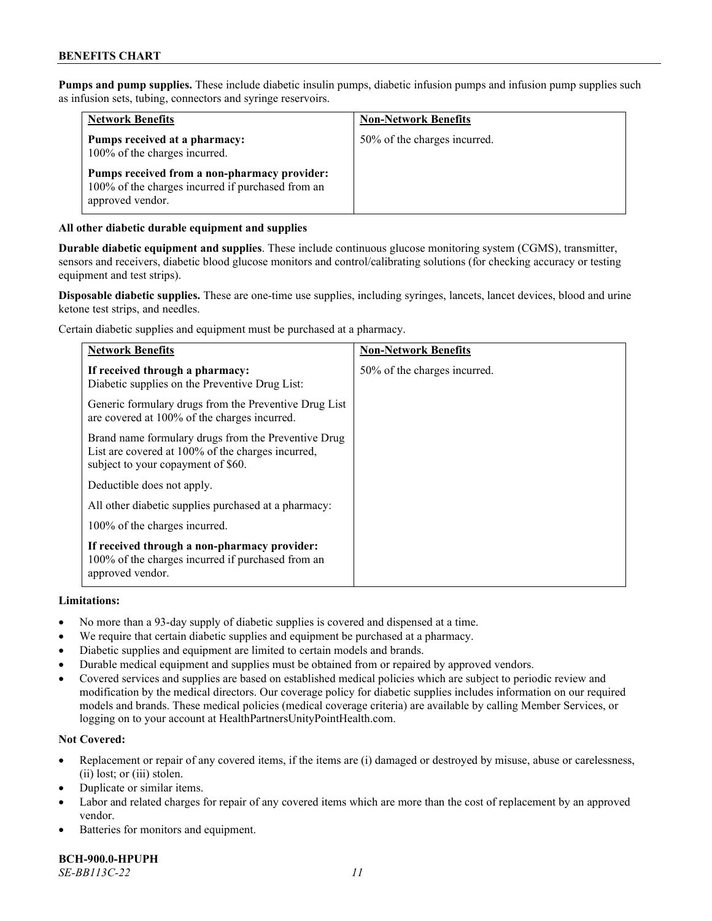**Pumps and pump supplies.** These include diabetic insulin pumps, diabetic infusion pumps and infusion pump supplies such as infusion sets, tubing, connectors and syringe reservoirs.

| Network Benefits | Non-Network Benefits |
|---|---|
| **Pumps received at a pharmacy:** 100% of the charges incurred.<br><br>**Pumps received from a non-pharmacy provider:** 100% of the charges incurred if purchased from an approved vendor. | 50% of the charges incurred. |

**All other diabetic durable equipment and supplies**

**Durable diabetic equipment and supplies**. These include continuous glucose monitoring system (CGMS), transmitter, sensors and receivers, diabetic blood glucose monitors and control/calibrating solutions (for checking accuracy or testing equipment and test strips).

**Disposable diabetic supplies.** These are one-time use supplies, including syringes, lancets, lancet devices, blood and urine ketone test strips, and needles.

Certain diabetic supplies and equipment must be purchased at a pharmacy.

| Network Benefits | Non-Network Benefits |
|---|---|
| **If received through a pharmacy:** Diabetic supplies on the Preventive Drug List:<br><br>Generic formulary drugs from the Preventive Drug List are covered at 100% of the charges incurred.<br><br>Brand name formulary drugs from the Preventive Drug List are covered at 100% of the charges incurred, subject to your copayment of $60.<br><br>Deductible does not apply.<br><br>All other diabetic supplies purchased at a pharmacy:<br><br>100% of the charges incurred.<br><br>**If received through a non-pharmacy provider:** 100% of the charges incurred if purchased from an approved vendor. | 50% of the charges incurred. |

**Limitations:**

- No more than a 93-day supply of diabetic supplies is covered and dispensed at a time.
- We require that certain diabetic supplies and equipment be purchased at a pharmacy.
- Diabetic supplies and equipment are limited to certain models and brands.
- Durable medical equipment and supplies must be obtained from or repaired by approved vendors.
- Covered services and supplies are based on established medical policies which are subject to periodic review and modification by the medical directors. Our coverage policy for diabetic supplies includes information on our required models and brands. These medical policies (medical coverage criteria) are available by calling Member Services, or logging on to your account at HealthPartnersUnityPointHealth.com.

**Not Covered:**

- Replacement or repair of any covered items, if the items are (i) damaged or destroyed by misuse, abuse or carelessness, (ii) lost; or (iii) stolen.
- Duplicate or similar items.
- Labor and related charges for repair of any covered items which are more than the cost of replacement by an approved vendor.
- Batteries for monitors and equipment.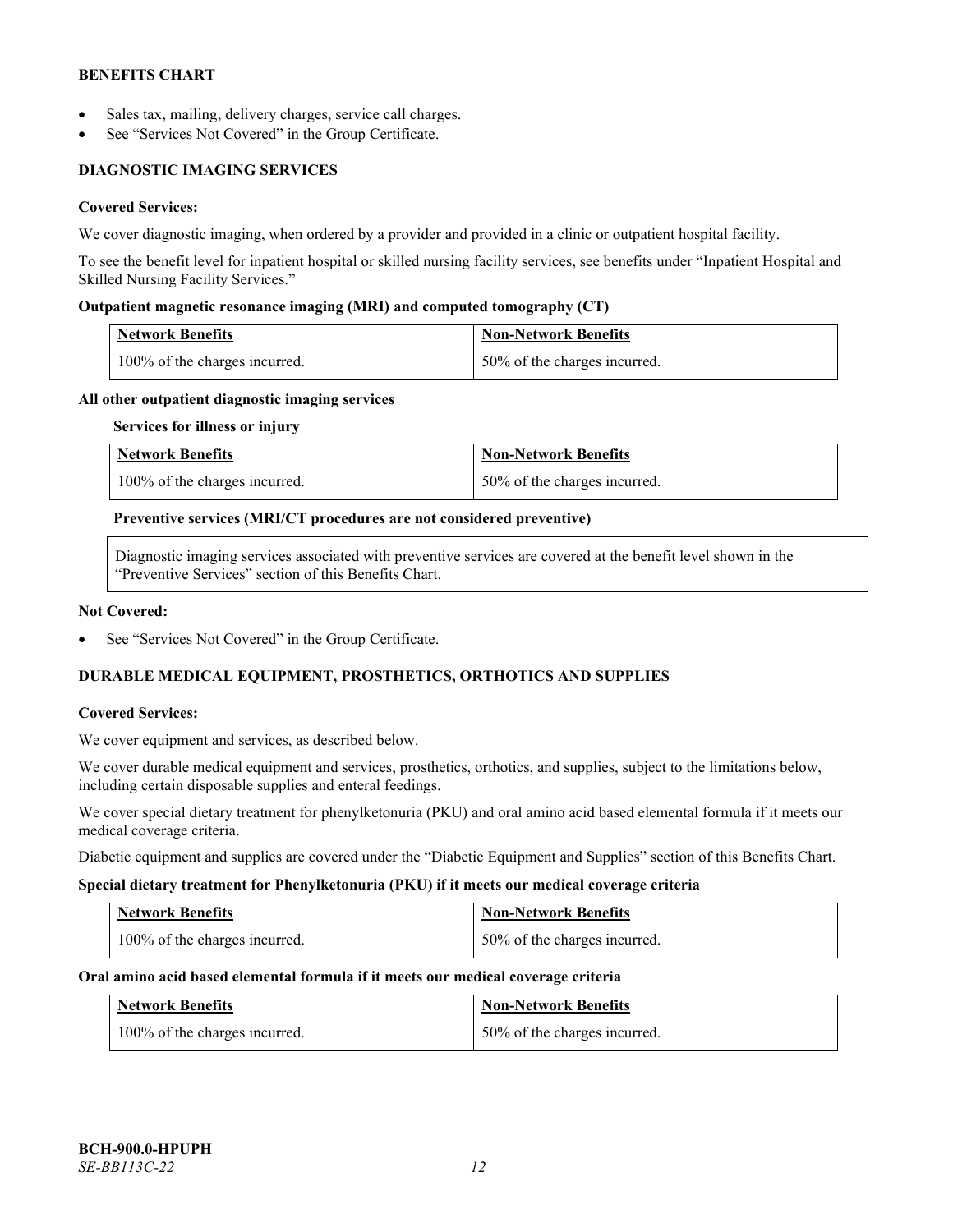- Sales tax, mailing, delivery charges, service call charges.
- See "Services Not Covered" in the Group Certificate.

## DIAGNOSTIC IMAGING SERVICES

**Covered Services:**

We cover diagnostic imaging, when ordered by a provider and provided in a clinic or outpatient hospital facility.

To see the benefit level for inpatient hospital or skilled nursing facility services, see benefits under "Inpatient Hospital and Skilled Nursing Facility Services."

**Outpatient magnetic resonance imaging (MRI) and computed tomography (CT)**

| Network Benefits | Non-Network Benefits |
| --- | --- |
| 100% of the charges incurred. | 50% of the charges incurred. |

**All other outpatient diagnostic imaging services**

**Services for illness or injury**

| Network Benefits | Non-Network Benefits |
| --- | --- |
| 100% of the charges incurred. | 50% of the charges incurred. |

**Preventive services (MRI/CT procedures are not considered preventive)**

Diagnostic imaging services associated with preventive services are covered at the benefit level shown in the "Preventive Services" section of this Benefits Chart.

**Not Covered:**

- See "Services Not Covered" in the Group Certificate.

## DURABLE MEDICAL EQUIPMENT, PROSTHETICS, ORTHOTICS AND SUPPLIES

**Covered Services:**

We cover equipment and services, as described below.

We cover durable medical equipment and services, prosthetics, orthotics, and supplies, subject to the limitations below, including certain disposable supplies and enteral feedings.

We cover special dietary treatment for phenylketonuria (PKU) and oral amino acid based elemental formula if it meets our medical coverage criteria.

Diabetic equipment and supplies are covered under the "Diabetic Equipment and Supplies" section of this Benefits Chart.

**Special dietary treatment for Phenylketonuria (PKU) if it meets our medical coverage criteria**

| Network Benefits | Non-Network Benefits |
| --- | --- |
| 100% of the charges incurred. | 50% of the charges incurred. |

**Oral amino acid based elemental formula if it meets our medical coverage criteria**

| Network Benefits | Non-Network Benefits |
| --- | --- |
| 100% of the charges incurred. | 50% of the charges incurred. |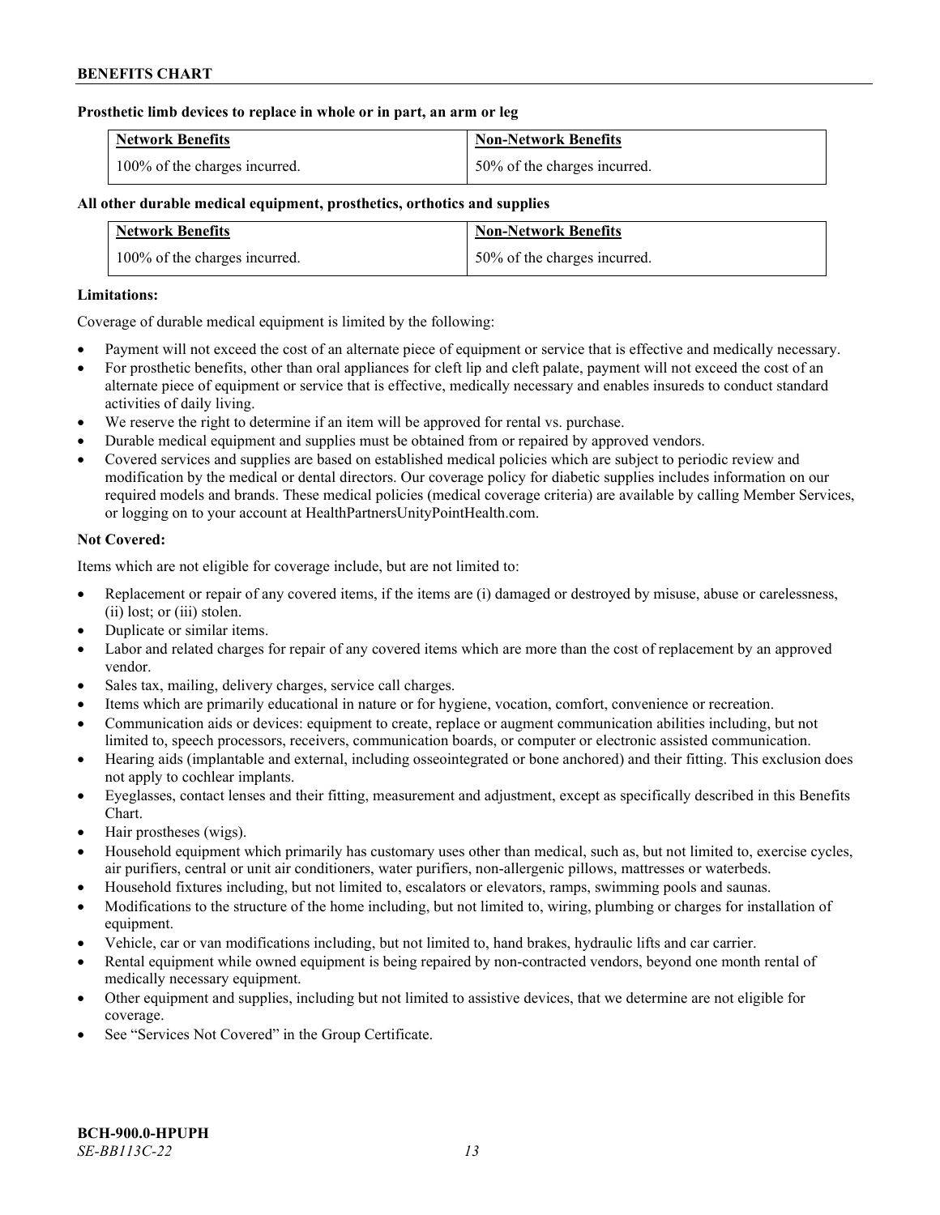**Prosthetic limb devices to replace in whole or in part, an arm or leg**

| Network Benefits | Non-Network Benefits |
|---|---|
| 100% of the charges incurred. | 50% of the charges incurred. |

**All other durable medical equipment, prosthetics, orthotics and supplies**

| Network Benefits | Non-Network Benefits |
|---|---|
| 100% of the charges incurred. | 50% of the charges incurred. |

**Limitations:**

Coverage of durable medical equipment is limited by the following:

- Payment will not exceed the cost of an alternate piece of equipment or service that is effective and medically necessary.
- For prosthetic benefits, other than oral appliances for cleft lip and cleft palate, payment will not exceed the cost of an alternate piece of equipment or service that is effective, medically necessary and enables insureds to conduct standard activities of daily living.
- We reserve the right to determine if an item will be approved for rental vs. purchase.
- Durable medical equipment and supplies must be obtained from or repaired by approved vendors.
- Covered services and supplies are based on established medical policies which are subject to periodic review and modification by the medical or dental directors. Our coverage policy for diabetic supplies includes information on our required models and brands. These medical policies (medical coverage criteria) are available by calling Member Services, or logging on to your account at HealthPartnersUnityPointHealth.com.

**Not Covered:**

Items which are not eligible for coverage include, but are not limited to:

- Replacement or repair of any covered items, if the items are (i) damaged or destroyed by misuse, abuse or carelessness, (ii) lost; or (iii) stolen.
- Duplicate or similar items.
- Labor and related charges for repair of any covered items which are more than the cost of replacement by an approved vendor.
- Sales tax, mailing, delivery charges, service call charges.
- Items which are primarily educational in nature or for hygiene, vocation, comfort, convenience or recreation.
- Communication aids or devices: equipment to create, replace or augment communication abilities including, but not limited to, speech processors, receivers, communication boards, or computer or electronic assisted communication.
- Hearing aids (implantable and external, including osseointegrated or bone anchored) and their fitting. This exclusion does not apply to cochlear implants.
- Eyeglasses, contact lenses and their fitting, measurement and adjustment, except as specifically described in this Benefits Chart.
- Hair prostheses (wigs).
- Household equipment which primarily has customary uses other than medical, such as, but not limited to, exercise cycles, air purifiers, central or unit air conditioners, water purifiers, non-allergenic pillows, mattresses or waterbeds.
- Household fixtures including, but not limited to, escalators or elevators, ramps, swimming pools and saunas.
- Modifications to the structure of the home including, but not limited to, wiring, plumbing or charges for installation of equipment.
- Vehicle, car or van modifications including, but not limited to, hand brakes, hydraulic lifts and car carrier.
- Rental equipment while owned equipment is being repaired by non-contracted vendors, beyond one month rental of medically necessary equipment.
- Other equipment and supplies, including but not limited to assistive devices, that we determine are not eligible for coverage.
- See "Services Not Covered" in the Group Certificate.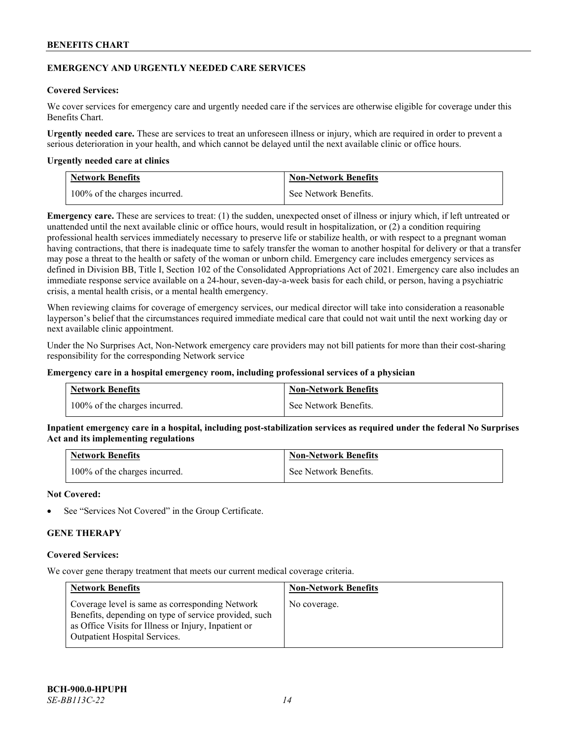## EMERGENCY AND URGENTLY NEEDED CARE SERVICES

**Covered Services:**

We cover services for emergency care and urgently needed care if the services are otherwise eligible for coverage under this Benefits Chart.

**Urgently needed care.** These are services to treat an unforeseen illness or injury, which are required in order to prevent a serious deterioration in your health, and which cannot be delayed until the next available clinic or office hours.

**Urgently needed care at clinics**

| Network Benefits | Non-Network Benefits |
| --- | --- |
| 100% of the charges incurred. | See Network Benefits. |

**Emergency care.** These are services to treat: (1) the sudden, unexpected onset of illness or injury which, if left untreated or unattended until the next available clinic or office hours, would result in hospitalization, or (2) a condition requiring professional health services immediately necessary to preserve life or stabilize health, or with respect to a pregnant woman having contractions, that there is inadequate time to safely transfer the woman to another hospital for delivery or that a transfer may pose a threat to the health or safety of the woman or unborn child. Emergency care includes emergency services as defined in Division BB, Title I, Section 102 of the Consolidated Appropriations Act of 2021. Emergency care also includes an immediate response service available on a 24-hour, seven-day-a-week basis for each child, or person, having a psychiatric crisis, a mental health crisis, or a mental health emergency.

When reviewing claims for coverage of emergency services, our medical director will take into consideration a reasonable layperson's belief that the circumstances required immediate medical care that could not wait until the next working day or next available clinic appointment.

Under the No Surprises Act, Non-Network emergency care providers may not bill patients for more than their cost-sharing responsibility for the corresponding Network service

**Emergency care in a hospital emergency room, including professional services of a physician**

| Network Benefits | Non-Network Benefits |
| --- | --- |
| 100% of the charges incurred. | See Network Benefits. |

**Inpatient emergency care in a hospital, including post-stabilization services as required under the federal No Surprises Act and its implementing regulations**

| Network Benefits | Non-Network Benefits |
| --- | --- |
| 100% of the charges incurred. | See Network Benefits. |

**Not Covered:**

- See "Services Not Covered" in the Group Certificate.

## GENE THERAPY

**Covered Services:**

We cover gene therapy treatment that meets our current medical coverage criteria.

| Network Benefits | Non-Network Benefits |
| --- | --- |
| Coverage level is same as corresponding Network Benefits, depending on type of service provided, such as Office Visits for Illness or Injury, Inpatient or Outpatient Hospital Services. | No coverage. |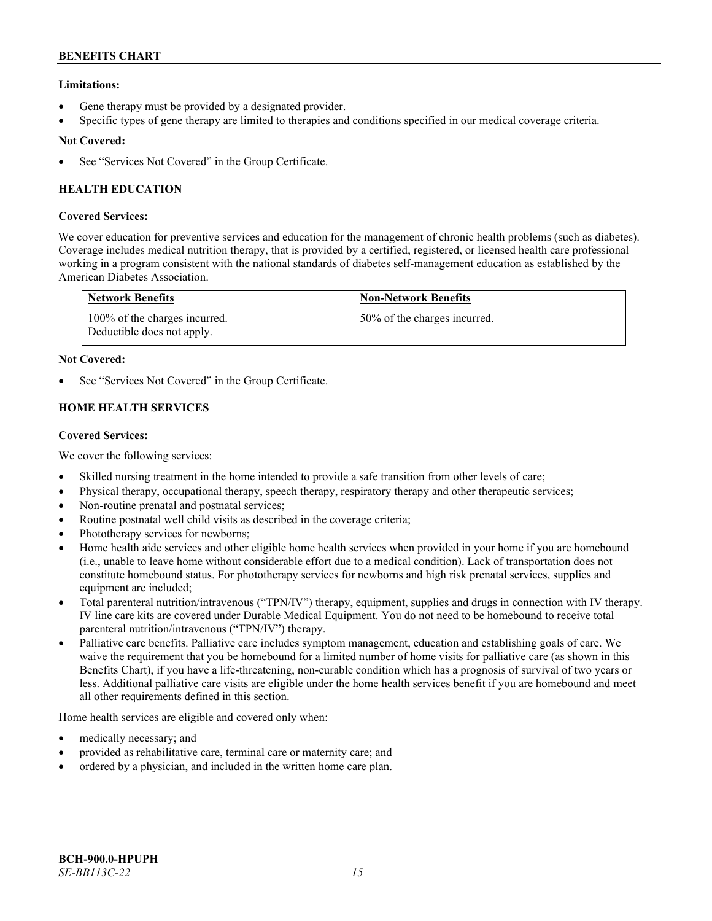**Limitations:**

- Gene therapy must be provided by a designated provider.
- Specific types of gene therapy are limited to therapies and conditions specified in our medical coverage criteria.

**Not Covered:**

- See "Services Not Covered" in the Group Certificate.

### HEALTH EDUCATION

**Covered Services:**

We cover education for preventive services and education for the management of chronic health problems (such as diabetes). Coverage includes medical nutrition therapy, that is provided by a certified, registered, or licensed health care professional working in a program consistent with the national standards of diabetes self-management education as established by the American Diabetes Association.

| Network Benefits | Non-Network Benefits |
| --- | --- |
| 100% of the charges incurred. Deductible does not apply. | 50% of the charges incurred. |

**Not Covered:**

- See "Services Not Covered" in the Group Certificate.

### HOME HEALTH SERVICES

**Covered Services:**

We cover the following services:

- Skilled nursing treatment in the home intended to provide a safe transition from other levels of care;
- Physical therapy, occupational therapy, speech therapy, respiratory therapy and other therapeutic services;
- Non-routine prenatal and postnatal services;
- Routine postnatal well child visits as described in the coverage criteria;
- Phototherapy services for newborns;
- Home health aide services and other eligible home health services when provided in your home if you are homebound (i.e., unable to leave home without considerable effort due to a medical condition). Lack of transportation does not constitute homebound status. For phototherapy services for newborns and high risk prenatal services, supplies and equipment are included;
- Total parenteral nutrition/intravenous ("TPN/IV") therapy, equipment, supplies and drugs in connection with IV therapy. IV line care kits are covered under Durable Medical Equipment. You do not need to be homebound to receive total parenteral nutrition/intravenous ("TPN/IV") therapy.
- Palliative care benefits. Palliative care includes symptom management, education and establishing goals of care. We waive the requirement that you be homebound for a limited number of home visits for palliative care (as shown in this Benefits Chart), if you have a life-threatening, non-curable condition which has a prognosis of survival of two years or less. Additional palliative care visits are eligible under the home health services benefit if you are homebound and meet all other requirements defined in this section.

Home health services are eligible and covered only when:

- medically necessary; and
- provided as rehabilitative care, terminal care or maternity care; and
- ordered by a physician, and included in the written home care plan.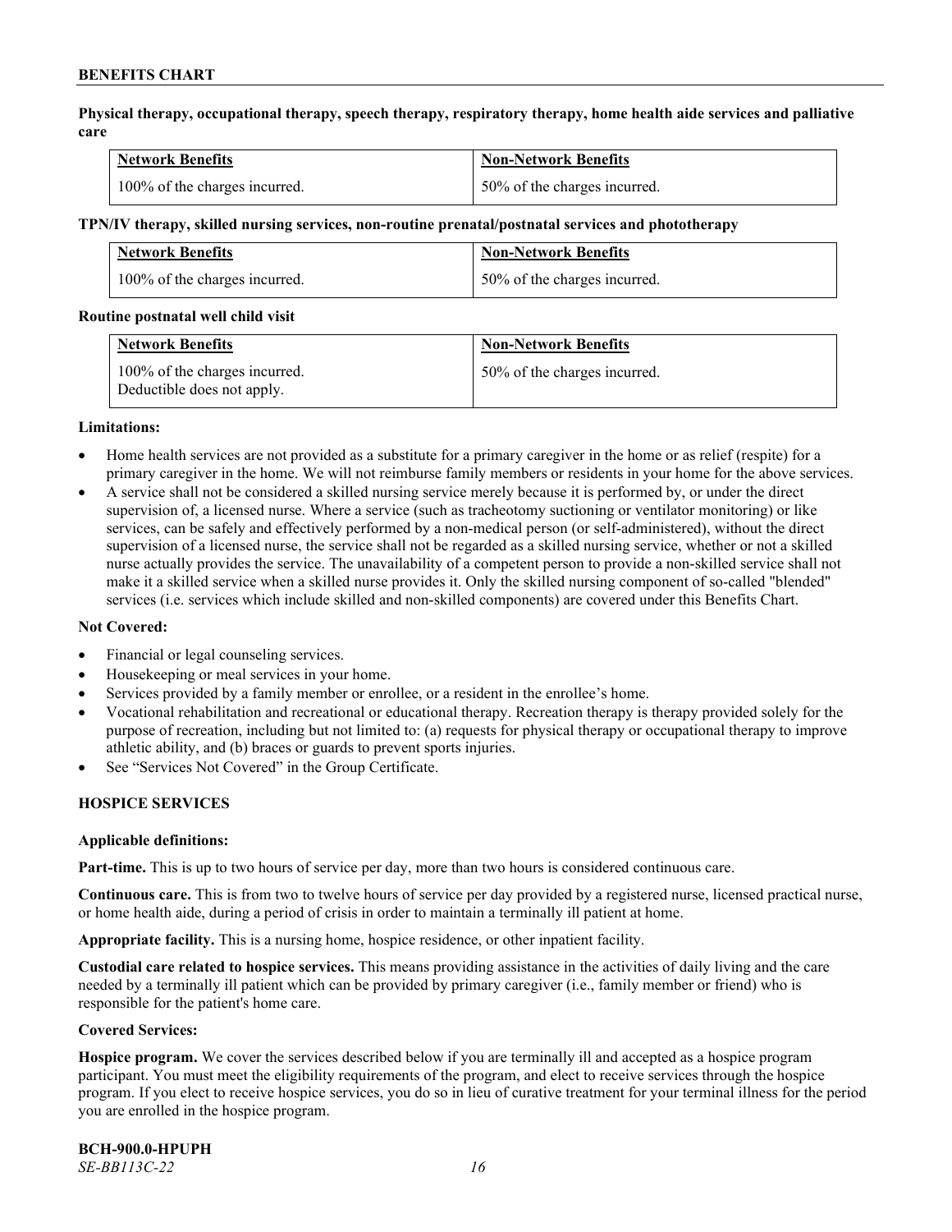**Physical therapy, occupational therapy, speech therapy, respiratory therapy, home health aide services and palliative care**

| Network Benefits | Non-Network Benefits |
|---|---|
| 100% of the charges incurred. | 50% of the charges incurred. |

**TPN/IV therapy, skilled nursing services, non-routine prenatal/postnatal services and phototherapy**

| Network Benefits | Non-Network Benefits |
|---|---|
| 100% of the charges incurred. | 50% of the charges incurred. |

**Routine postnatal well child visit**

| Network Benefits | Non-Network Benefits |
|---|---|
| 100% of the charges incurred. Deductible does not apply. | 50% of the charges incurred. |

**Limitations:**

- Home health services are not provided as a substitute for a primary caregiver in the home or as relief (respite) for a primary caregiver in the home. We will not reimburse family members or residents in your home for the above services.
- A service shall not be considered a skilled nursing service merely because it is performed by, or under the direct supervision of, a licensed nurse. Where a service (such as tracheotomy suctioning or ventilator monitoring) or like services, can be safely and effectively performed by a non-medical person (or self-administered), without the direct supervision of a licensed nurse, the service shall not be regarded as a skilled nursing service, whether or not a skilled nurse actually provides the service. The unavailability of a competent person to provide a non-skilled service shall not make it a skilled service when a skilled nurse provides it. Only the skilled nursing component of so-called "blended" services (i.e. services which include skilled and non-skilled components) are covered under this Benefits Chart.

**Not Covered:**

- Financial or legal counseling services.
- Housekeeping or meal services in your home.
- Services provided by a family member or enrollee, or a resident in the enrollee's home.
- Vocational rehabilitation and recreational or educational therapy. Recreation therapy is therapy provided solely for the purpose of recreation, including but not limited to: (a) requests for physical therapy or occupational therapy to improve athletic ability, and (b) braces or guards to prevent sports injuries.
- See "Services Not Covered" in the Group Certificate.

## HOSPICE SERVICES

**Applicable definitions:**

**Part-time.** This is up to two hours of service per day, more than two hours is considered continuous care.

**Continuous care.** This is from two to twelve hours of service per day provided by a registered nurse, licensed practical nurse, or home health aide, during a period of crisis in order to maintain a terminally ill patient at home.

**Appropriate facility.** This is a nursing home, hospice residence, or other inpatient facility.

**Custodial care related to hospice services.** This means providing assistance in the activities of daily living and the care needed by a terminally ill patient which can be provided by primary caregiver (i.e., family member or friend) who is responsible for the patient's home care.

**Covered Services:**

**Hospice program.** We cover the services described below if you are terminally ill and accepted as a hospice program participant. You must meet the eligibility requirements of the program, and elect to receive services through the hospice program. If you elect to receive hospice services, you do so in lieu of curative treatment for your terminal illness for the period you are enrolled in the hospice program.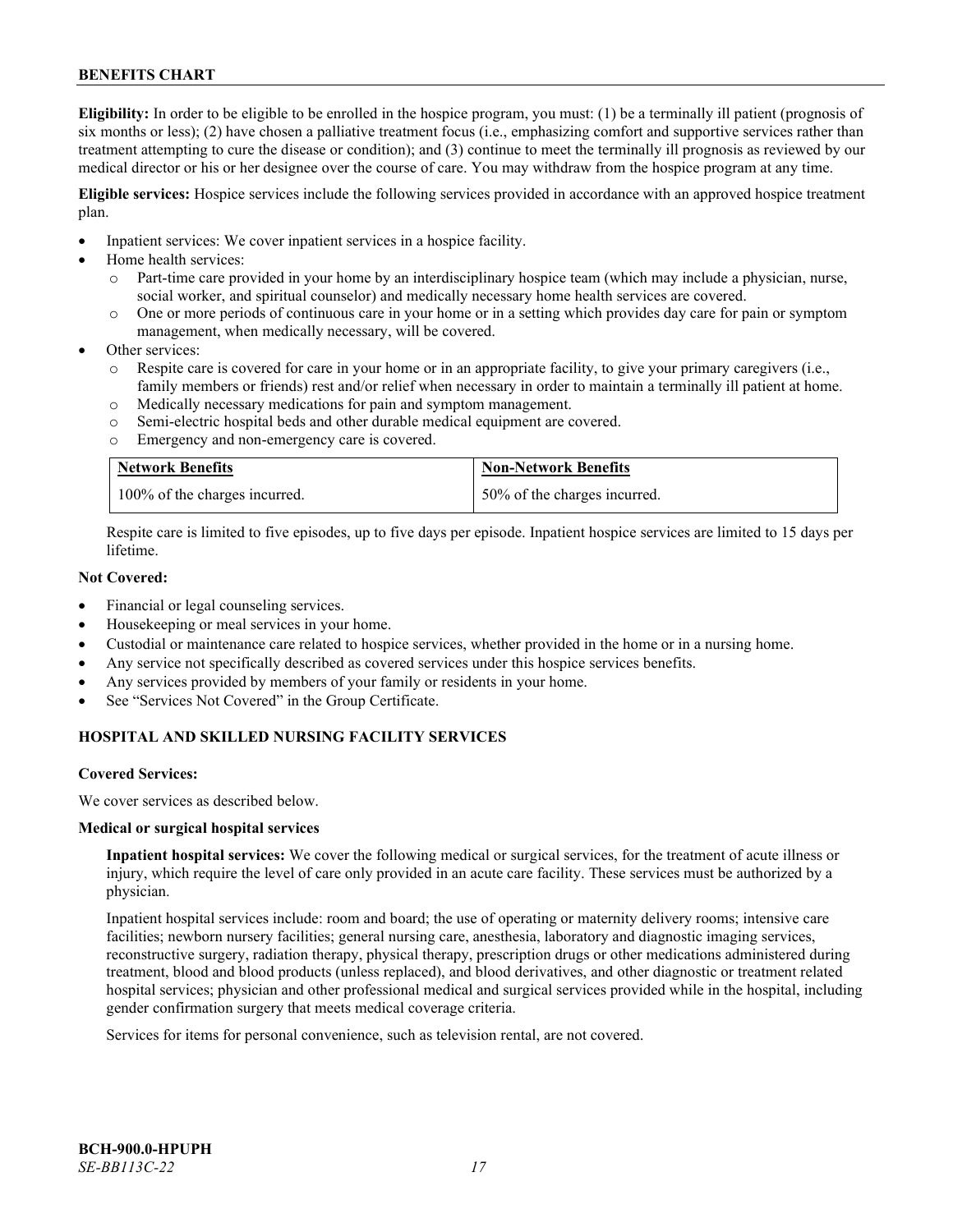**Eligibility:** In order to be eligible to be enrolled in the hospice program, you must: (1) be a terminally ill patient (prognosis of six months or less); (2) have chosen a palliative treatment focus (i.e., emphasizing comfort and supportive services rather than treatment attempting to cure the disease or condition); and (3) continue to meet the terminally ill prognosis as reviewed by our medical director or his or her designee over the course of care. You may withdraw from the hospice program at any time.

**Eligible services:** Hospice services include the following services provided in accordance with an approved hospice treatment plan.

- Inpatient services: We cover inpatient services in a hospice facility.
- Home health services:
  - Part-time care provided in your home by an interdisciplinary hospice team (which may include a physician, nurse, social worker, and spiritual counselor) and medically necessary home health services are covered.
  - One or more periods of continuous care in your home or in a setting which provides day care for pain or symptom management, when medically necessary, will be covered.
- Other services:
  - Respite care is covered for care in your home or in an appropriate facility, to give your primary caregivers (i.e., family members or friends) rest and/or relief when necessary in order to maintain a terminally ill patient at home.
  - Medically necessary medications for pain and symptom management.
  - Semi-electric hospital beds and other durable medical equipment are covered.
  - Emergency and non-emergency care is covered.

| Network Benefits | Non-Network Benefits |
|---|---|
| 100% of the charges incurred. | 50% of the charges incurred. |

Respite care is limited to five episodes, up to five days per episode. Inpatient hospice services are limited to 15 days per lifetime.

**Not Covered:**

- Financial or legal counseling services.
- Housekeeping or meal services in your home.
- Custodial or maintenance care related to hospice services, whether provided in the home or in a nursing home.
- Any service not specifically described as covered services under this hospice services benefits.
- Any services provided by members of your family or residents in your home.
- See "Services Not Covered" in the Group Certificate.

## HOSPITAL AND SKILLED NURSING FACILITY SERVICES

**Covered Services:**

We cover services as described below.

**Medical or surgical hospital services**

**Inpatient hospital services:** We cover the following medical or surgical services, for the treatment of acute illness or injury, which require the level of care only provided in an acute care facility. These services must be authorized by a physician.

Inpatient hospital services include: room and board; the use of operating or maternity delivery rooms; intensive care facilities; newborn nursery facilities; general nursing care, anesthesia, laboratory and diagnostic imaging services, reconstructive surgery, radiation therapy, physical therapy, prescription drugs or other medications administered during treatment, blood and blood products (unless replaced), and blood derivatives, and other diagnostic or treatment related hospital services; physician and other professional medical and surgical services provided while in the hospital, including gender confirmation surgery that meets medical coverage criteria.

Services for items for personal convenience, such as television rental, are not covered.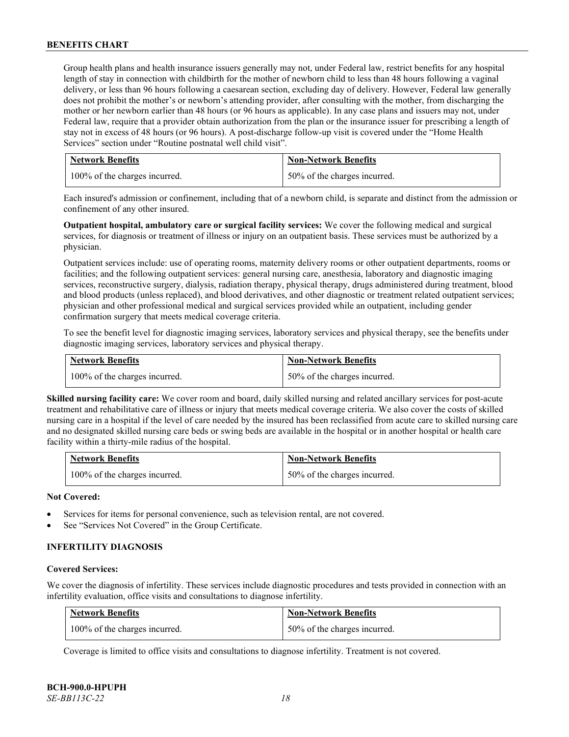Group health plans and health insurance issuers generally may not, under Federal law, restrict benefits for any hospital length of stay in connection with childbirth for the mother of newborn child to less than 48 hours following a vaginal delivery, or less than 96 hours following a caesarean section, excluding day of delivery. However, Federal law generally does not prohibit the mother's or newborn's attending provider, after consulting with the mother, from discharging the mother or her newborn earlier than 48 hours (or 96 hours as applicable). In any case plans and issuers may not, under Federal law, require that a provider obtain authorization from the plan or the insurance issuer for prescribing a length of stay not in excess of 48 hours (or 96 hours). A post-discharge follow-up visit is covered under the "Home Health Services" section under "Routine postnatal well child visit".

| Network Benefits | Non-Network Benefits |
|---|---|
| 100% of the charges incurred. | 50% of the charges incurred. |

Each insured's admission or confinement, including that of a newborn child, is separate and distinct from the admission or confinement of any other insured.

**Outpatient hospital, ambulatory care or surgical facility services:** We cover the following medical and surgical services, for diagnosis or treatment of illness or injury on an outpatient basis. These services must be authorized by a physician.

Outpatient services include: use of operating rooms, maternity delivery rooms or other outpatient departments, rooms or facilities; and the following outpatient services: general nursing care, anesthesia, laboratory and diagnostic imaging services, reconstructive surgery, dialysis, radiation therapy, physical therapy, drugs administered during treatment, blood and blood products (unless replaced), and blood derivatives, and other diagnostic or treatment related outpatient services; physician and other professional medical and surgical services provided while an outpatient, including gender confirmation surgery that meets medical coverage criteria.

To see the benefit level for diagnostic imaging services, laboratory services and physical therapy, see the benefits under diagnostic imaging services, laboratory services and physical therapy.

| Network Benefits | Non-Network Benefits |
|---|---|
| 100% of the charges incurred. | 50% of the charges incurred. |

**Skilled nursing facility care:** We cover room and board, daily skilled nursing and related ancillary services for post-acute treatment and rehabilitative care of illness or injury that meets medical coverage criteria. We also cover the costs of skilled nursing care in a hospital if the level of care needed by the insured has been reclassified from acute care to skilled nursing care and no designated skilled nursing care beds or swing beds are available in the hospital or in another hospital or health care facility within a thirty-mile radius of the hospital.

| Network Benefits | Non-Network Benefits |
|---|---|
| 100% of the charges incurred. | 50% of the charges incurred. |

**Not Covered:**

- Services for items for personal convenience, such as television rental, are not covered.
- See "Services Not Covered" in the Group Certificate.

### INFERTILITY DIAGNOSIS

**Covered Services:**

We cover the diagnosis of infertility. These services include diagnostic procedures and tests provided in connection with an infertility evaluation, office visits and consultations to diagnose infertility.

| Network Benefits | Non-Network Benefits |
|---|---|
| 100% of the charges incurred. | 50% of the charges incurred. |

Coverage is limited to office visits and consultations to diagnose infertility. Treatment is not covered.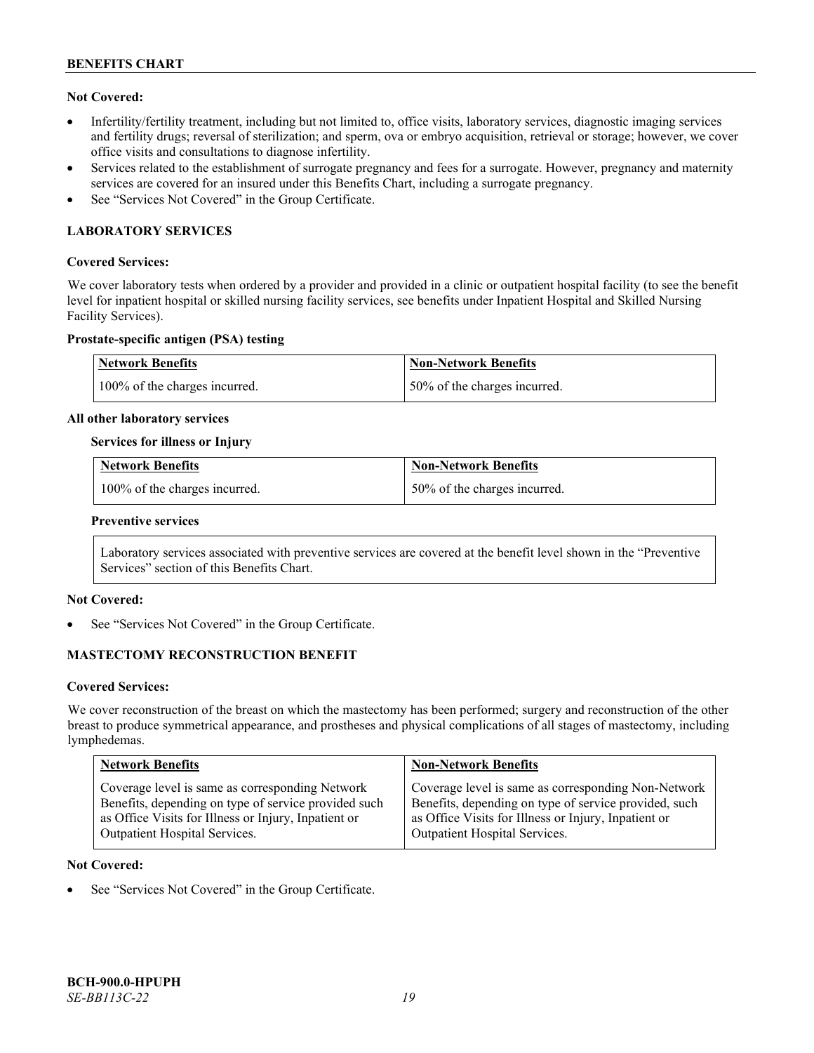**Not Covered:**

- Infertility/fertility treatment, including but not limited to, office visits, laboratory services, diagnostic imaging services and fertility drugs; reversal of sterilization; and sperm, ova or embryo acquisition, retrieval or storage; however, we cover office visits and consultations to diagnose infertility.
- Services related to the establishment of surrogate pregnancy and fees for a surrogate. However, pregnancy and maternity services are covered for an insured under this Benefits Chart, including a surrogate pregnancy.
- See "Services Not Covered" in the Group Certificate.

## LABORATORY SERVICES

**Covered Services:**

We cover laboratory tests when ordered by a provider and provided in a clinic or outpatient hospital facility (to see the benefit level for inpatient hospital or skilled nursing facility services, see benefits under Inpatient Hospital and Skilled Nursing Facility Services).

**Prostate-specific antigen (PSA) testing**

| Network Benefits | Non-Network Benefits |
|---|---|
| 100% of the charges incurred. | 50% of the charges incurred. |

**All other laboratory services**

**Services for illness or Injury**

| Network Benefits | Non-Network Benefits |
|---|---|
| 100% of the charges incurred. | 50% of the charges incurred. |

**Preventive services**

Laboratory services associated with preventive services are covered at the benefit level shown in the "Preventive Services" section of this Benefits Chart.

**Not Covered:**

- See "Services Not Covered" in the Group Certificate.

## MASTECTOMY RECONSTRUCTION BENEFIT

**Covered Services:**

We cover reconstruction of the breast on which the mastectomy has been performed; surgery and reconstruction of the other breast to produce symmetrical appearance, and prostheses and physical complications of all stages of mastectomy, including lymphedemas.

| Network Benefits | Non-Network Benefits |
|---|---|
| Coverage level is same as corresponding Network Benefits, depending on type of service provided such as Office Visits for Illness or Injury, Inpatient or Outpatient Hospital Services. | Coverage level is same as corresponding Non-Network Benefits, depending on type of service provided, such as Office Visits for Illness or Injury, Inpatient or Outpatient Hospital Services. |

**Not Covered:**

- See "Services Not Covered" in the Group Certificate.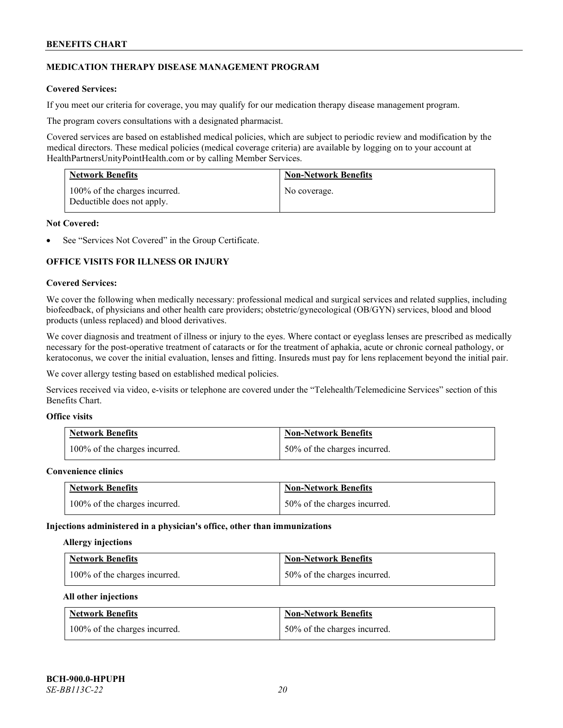## MEDICATION THERAPY DISEASE MANAGEMENT PROGRAM

**Covered Services:**

If you meet our criteria for coverage, you may qualify for our medication therapy disease management program.

The program covers consultations with a designated pharmacist.

Covered services are based on established medical policies, which are subject to periodic review and modification by the medical directors. These medical policies (medical coverage criteria) are available by logging on to your account at HealthPartnersUnityPointHealth.com or by calling Member Services.

| Network Benefits | Non-Network Benefits |
|---|---|
| 100% of the charges incurred. Deductible does not apply. | No coverage. |

**Not Covered:**

- See "Services Not Covered" in the Group Certificate.

## OFFICE VISITS FOR ILLNESS OR INJURY

**Covered Services:**

We cover the following when medically necessary: professional medical and surgical services and related supplies, including biofeedback, of physicians and other health care providers; obstetric/gynecological (OB/GYN) services, blood and blood products (unless replaced) and blood derivatives.

We cover diagnosis and treatment of illness or injury to the eyes. Where contact or eyeglass lenses are prescribed as medically necessary for the post-operative treatment of cataracts or for the treatment of aphakia, acute or chronic corneal pathology, or keratoconus, we cover the initial evaluation, lenses and fitting. Insureds must pay for lens replacement beyond the initial pair.

We cover allergy testing based on established medical policies.

Services received via video, e-visits or telephone are covered under the "Telehealth/Telemedicine Services" section of this Benefits Chart.

**Office visits**

| Network Benefits | Non-Network Benefits |
|---|---|
| 100% of the charges incurred. | 50% of the charges incurred. |

**Convenience clinics**

| Network Benefits | Non-Network Benefits |
|---|---|
| 100% of the charges incurred. | 50% of the charges incurred. |

**Injections administered in a physician's office, other than immunizations**

**Allergy injections**

| Network Benefits | Non-Network Benefits |
|---|---|
| 100% of the charges incurred. | 50% of the charges incurred. |

**All other injections**

| Network Benefits | Non-Network Benefits |
|---|---|
| 100% of the charges incurred. | 50% of the charges incurred. |

**BCH-900.0-HPUPH**
*SE-BB113C-22*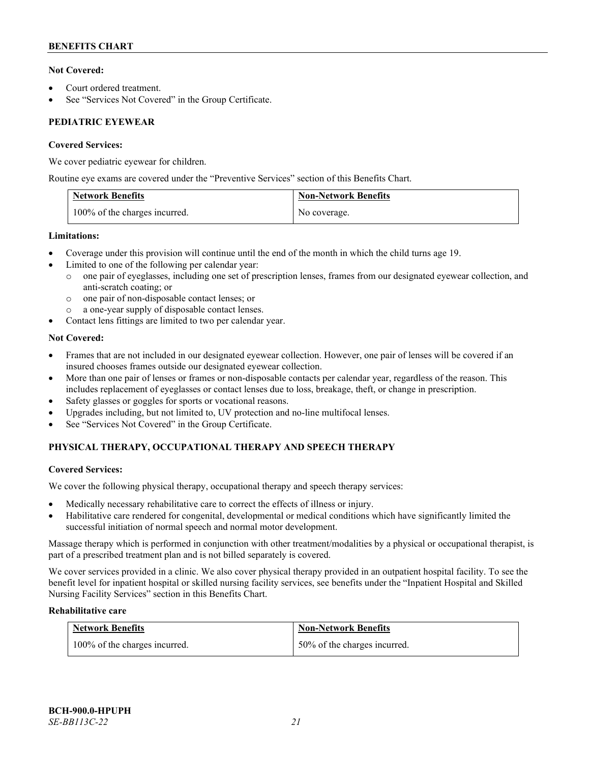**Not Covered:**

- Court ordered treatment.
- See "Services Not Covered" in the Group Certificate.

## PEDIATRIC EYEWEAR

**Covered Services:**

We cover pediatric eyewear for children.

Routine eye exams are covered under the "Preventive Services" section of this Benefits Chart.

| Network Benefits | Non-Network Benefits |
|---|---|
| 100% of the charges incurred. | No coverage. |

**Limitations:**

- Coverage under this provision will continue until the end of the month in which the child turns age 19.
- Limited to one of the following per calendar year:
  - one pair of eyeglasses, including one set of prescription lenses, frames from our designated eyewear collection, and anti-scratch coating; or
  - one pair of non-disposable contact lenses; or
  - a one-year supply of disposable contact lenses.
- Contact lens fittings are limited to two per calendar year.

**Not Covered:**

- Frames that are not included in our designated eyewear collection. However, one pair of lenses will be covered if an insured chooses frames outside our designated eyewear collection.
- More than one pair of lenses or frames or non-disposable contacts per calendar year, regardless of the reason. This includes replacement of eyeglasses or contact lenses due to loss, breakage, theft, or change in prescription.
- Safety glasses or goggles for sports or vocational reasons.
- Upgrades including, but not limited to, UV protection and no-line multifocal lenses.
- See "Services Not Covered" in the Group Certificate.

## PHYSICAL THERAPY, OCCUPATIONAL THERAPY AND SPEECH THERAPY

**Covered Services:**

We cover the following physical therapy, occupational therapy and speech therapy services:

- Medically necessary rehabilitative care to correct the effects of illness or injury.
- Habilitative care rendered for congenital, developmental or medical conditions which have significantly limited the successful initiation of normal speech and normal motor development.

Massage therapy which is performed in conjunction with other treatment/modalities by a physical or occupational therapist, is part of a prescribed treatment plan and is not billed separately is covered.

We cover services provided in a clinic. We also cover physical therapy provided in an outpatient hospital facility. To see the benefit level for inpatient hospital or skilled nursing facility services, see benefits under the "Inpatient Hospital and Skilled Nursing Facility Services" section in this Benefits Chart.

**Rehabilitative care**

| Network Benefits | Non-Network Benefits |
|---|---|
| 100% of the charges incurred. | 50% of the charges incurred. |

BCH-900.0-HPUPH
*SE-BB113C-22*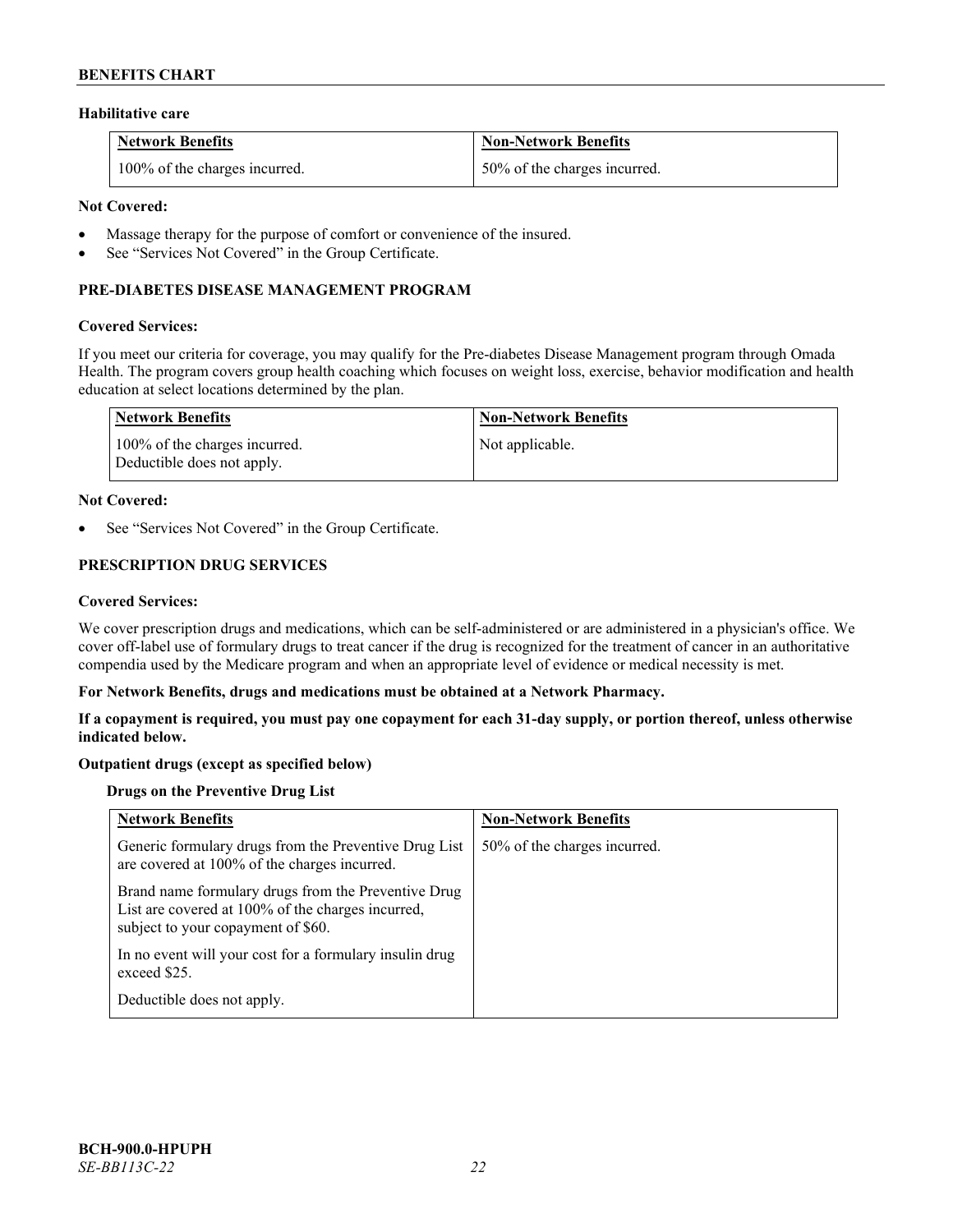**Habilitative care**

| Network Benefits | Non-Network Benefits |
| --- | --- |
| 100% of the charges incurred. | 50% of the charges incurred. |

**Not Covered:**

- Massage therapy for the purpose of comfort or convenience of the insured.
- See "Services Not Covered" in the Group Certificate.

### PRE-DIABETES DISEASE MANAGEMENT PROGRAM

**Covered Services:**

If you meet our criteria for coverage, you may qualify for the Pre-diabetes Disease Management program through Omada Health. The program covers group health coaching which focuses on weight loss, exercise, behavior modification and health education at select locations determined by the plan.

| Network Benefits | Non-Network Benefits |
| --- | --- |
| 100% of the charges incurred.<br>Deductible does not apply. | Not applicable. |

**Not Covered:**

- See "Services Not Covered" in the Group Certificate.

### PRESCRIPTION DRUG SERVICES

**Covered Services:**

We cover prescription drugs and medications, which can be self-administered or are administered in a physician's office. We cover off-label use of formulary drugs to treat cancer if the drug is recognized for the treatment of cancer in an authoritative compendia used by the Medicare program and when an appropriate level of evidence or medical necessity is met.

**For Network Benefits, drugs and medications must be obtained at a Network Pharmacy.**

**If a copayment is required, you must pay one copayment for each 31-day supply, or portion thereof, unless otherwise indicated below.**

**Outpatient drugs (except as specified below)**

**Drugs on the Preventive Drug List**

| Network Benefits | Non-Network Benefits |
| --- | --- |
| Generic formulary drugs from the Preventive Drug List are covered at 100% of the charges incurred.<br><br>Brand name formulary drugs from the Preventive Drug List are covered at 100% of the charges incurred, subject to your copayment of $60.<br><br>In no event will your cost for a formulary insulin drug exceed $25.<br><br>Deductible does not apply. | 50% of the charges incurred. |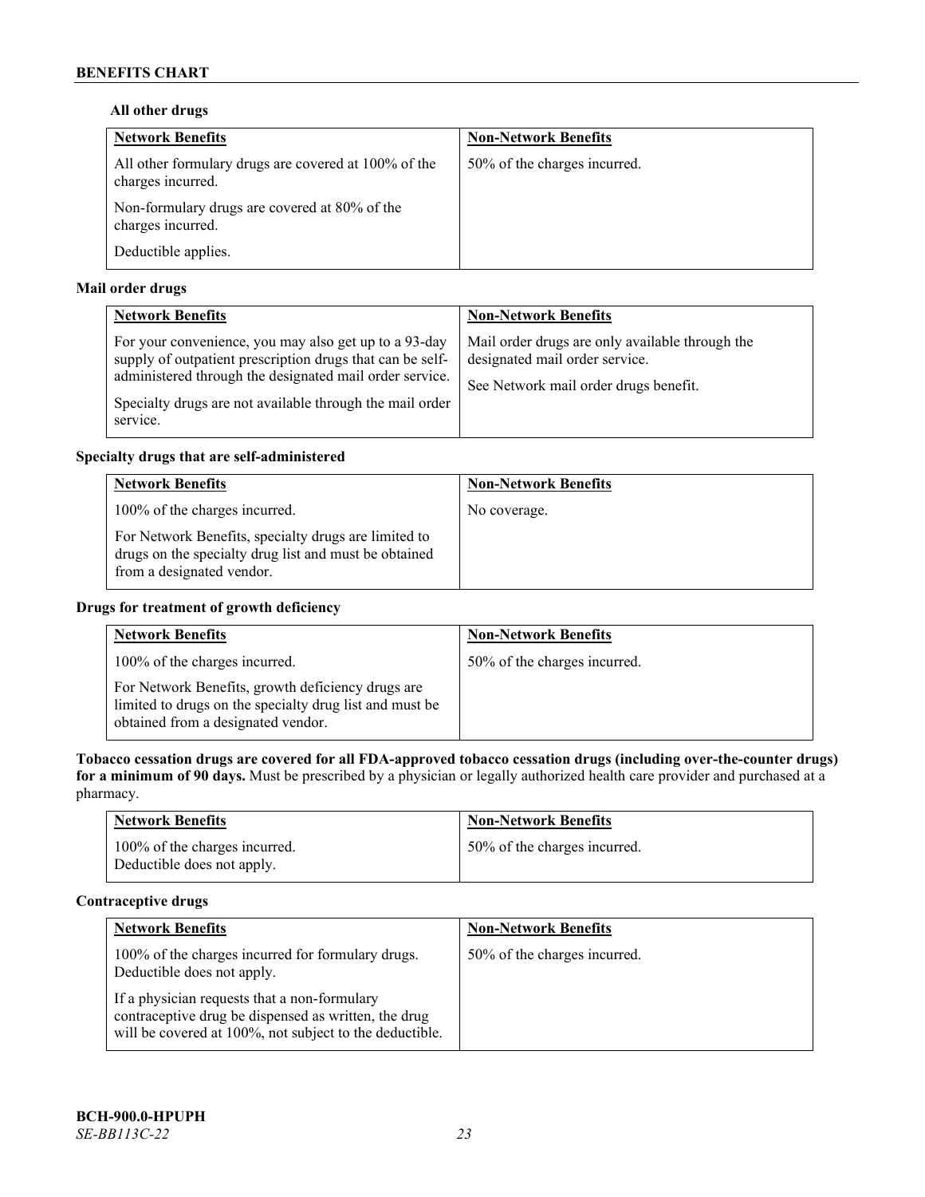**All other drugs**

| Network Benefits | Non-Network Benefits |
|---|---|
| All other formulary drugs are covered at 100% of the charges incurred.<br><br>Non-formulary drugs are covered at 80% of the charges incurred.<br><br>Deductible applies. | 50% of the charges incurred. |

**Mail order drugs**

| Network Benefits | Non-Network Benefits |
|---|---|
| For your convenience, you may also get up to a 93-day supply of outpatient prescription drugs that can be self-administered through the designated mail order service.<br><br>Specialty drugs are not available through the mail order service. | Mail order drugs are only available through the designated mail order service.<br><br>See Network mail order drugs benefit. |

**Specialty drugs that are self-administered**

| Network Benefits | Non-Network Benefits |
|---|---|
| 100% of the charges incurred.<br><br>For Network Benefits, specialty drugs are limited to drugs on the specialty drug list and must be obtained from a designated vendor. | No coverage. |

**Drugs for treatment of growth deficiency**

| Network Benefits | Non-Network Benefits |
|---|---|
| 100% of the charges incurred.<br><br>For Network Benefits, growth deficiency drugs are limited to drugs on the specialty drug list and must be obtained from a designated vendor. | 50% of the charges incurred. |

**Tobacco cessation drugs are covered for all FDA-approved tobacco cessation drugs (including over-the-counter drugs) for a minimum of 90 days.** Must be prescribed by a physician or legally authorized health care provider and purchased at a pharmacy.

| Network Benefits | Non-Network Benefits |
|---|---|
| 100% of the charges incurred.<br>Deductible does not apply. | 50% of the charges incurred. |

**Contraceptive drugs**

| Network Benefits | Non-Network Benefits |
|---|---|
| 100% of the charges incurred for formulary drugs. Deductible does not apply.<br><br>If a physician requests that a non-formulary contraceptive drug be dispensed as written, the drug will be covered at 100%, not subject to the deductible. | 50% of the charges incurred. |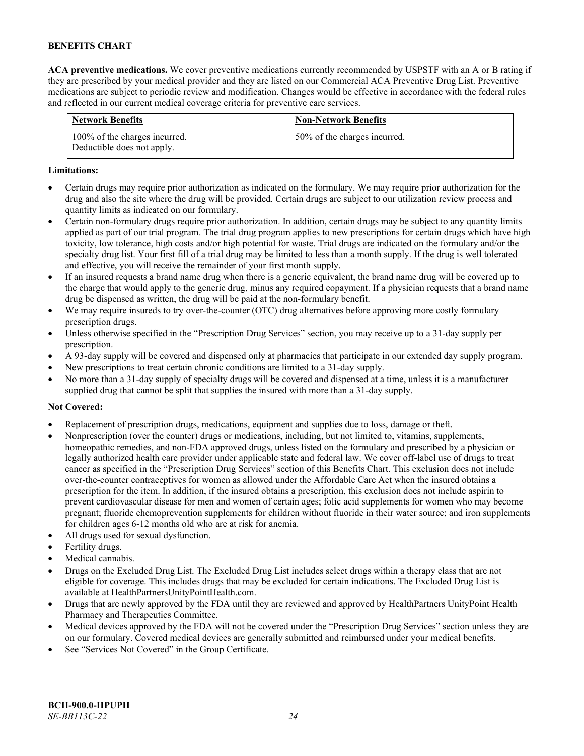**ACA preventive medications.** We cover preventive medications currently recommended by USPSTF with an A or B rating if they are prescribed by your medical provider and they are listed on our Commercial ACA Preventive Drug List. Preventive medications are subject to periodic review and modification. Changes would be effective in accordance with the federal rules and reflected in our current medical coverage criteria for preventive care services.

| Network Benefits | Non-Network Benefits |
|---|---|
| 100% of the charges incurred. Deductible does not apply. | 50% of the charges incurred. |

**Limitations:**

- Certain drugs may require prior authorization as indicated on the formulary. We may require prior authorization for the drug and also the site where the drug will be provided. Certain drugs are subject to our utilization review process and quantity limits as indicated on our formulary.
- Certain non-formulary drugs require prior authorization. In addition, certain drugs may be subject to any quantity limits applied as part of our trial program. The trial drug program applies to new prescriptions for certain drugs which have high toxicity, low tolerance, high costs and/or high potential for waste. Trial drugs are indicated on the formulary and/or the specialty drug list. Your first fill of a trial drug may be limited to less than a month supply. If the drug is well tolerated and effective, you will receive the remainder of your first month supply.
- If an insured requests a brand name drug when there is a generic equivalent, the brand name drug will be covered up to the charge that would apply to the generic drug, minus any required copayment. If a physician requests that a brand name drug be dispensed as written, the drug will be paid at the non-formulary benefit.
- We may require insureds to try over-the-counter (OTC) drug alternatives before approving more costly formulary prescription drugs.
- Unless otherwise specified in the "Prescription Drug Services" section, you may receive up to a 31-day supply per prescription.
- A 93-day supply will be covered and dispensed only at pharmacies that participate in our extended day supply program.
- New prescriptions to treat certain chronic conditions are limited to a 31-day supply.
- No more than a 31-day supply of specialty drugs will be covered and dispensed at a time, unless it is a manufacturer supplied drug that cannot be split that supplies the insured with more than a 31-day supply.

**Not Covered:**

- Replacement of prescription drugs, medications, equipment and supplies due to loss, damage or theft.
- Nonprescription (over the counter) drugs or medications, including, but not limited to, vitamins, supplements, homeopathic remedies, and non-FDA approved drugs, unless listed on the formulary and prescribed by a physician or legally authorized health care provider under applicable state and federal law. We cover off-label use of drugs to treat cancer as specified in the "Prescription Drug Services" section of this Benefits Chart. This exclusion does not include over-the-counter contraceptives for women as allowed under the Affordable Care Act when the insured obtains a prescription for the item. In addition, if the insured obtains a prescription, this exclusion does not include aspirin to prevent cardiovascular disease for men and women of certain ages; folic acid supplements for women who may become pregnant; fluoride chemoprevention supplements for children without fluoride in their water source; and iron supplements for children ages 6-12 months old who are at risk for anemia.
- All drugs used for sexual dysfunction.
- Fertility drugs.
- Medical cannabis.
- Drugs on the Excluded Drug List. The Excluded Drug List includes select drugs within a therapy class that are not eligible for coverage. This includes drugs that may be excluded for certain indications. The Excluded Drug List is available at HealthPartnersUnityPointHealth.com.
- Drugs that are newly approved by the FDA until they are reviewed and approved by HealthPartners UnityPoint Health Pharmacy and Therapeutics Committee.
- Medical devices approved by the FDA will not be covered under the "Prescription Drug Services" section unless they are on our formulary. Covered medical devices are generally submitted and reimbursed under your medical benefits.
- See "Services Not Covered" in the Group Certificate.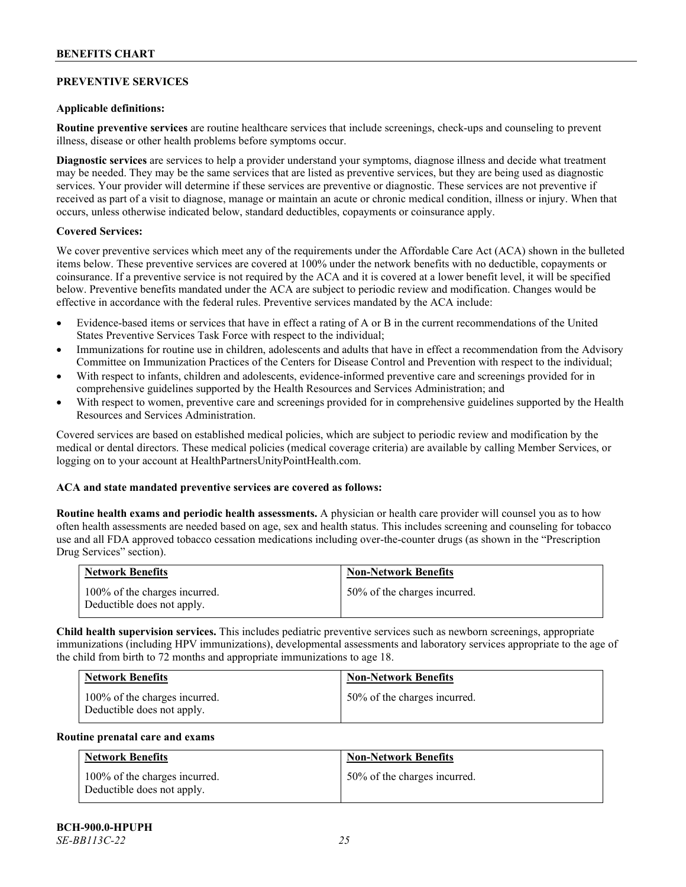## PREVENTIVE SERVICES

### Applicable definitions:

**Routine preventive services** are routine healthcare services that include screenings, check-ups and counseling to prevent illness, disease or other health problems before symptoms occur.

**Diagnostic services** are services to help a provider understand your symptoms, diagnose illness and decide what treatment may be needed. They may be the same services that are listed as preventive services, but they are being used as diagnostic services. Your provider will determine if these services are preventive or diagnostic. These services are not preventive if received as part of a visit to diagnose, manage or maintain an acute or chronic medical condition, illness or injury. When that occurs, unless otherwise indicated below, standard deductibles, copayments or coinsurance apply.

### Covered Services:

We cover preventive services which meet any of the requirements under the Affordable Care Act (ACA) shown in the bulleted items below. These preventive services are covered at 100% under the network benefits with no deductible, copayments or coinsurance. If a preventive service is not required by the ACA and it is covered at a lower benefit level, it will be specified below. Preventive benefits mandated under the ACA are subject to periodic review and modification. Changes would be effective in accordance with the federal rules. Preventive services mandated by the ACA include:

- Evidence-based items or services that have in effect a rating of A or B in the current recommendations of the United States Preventive Services Task Force with respect to the individual;
- Immunizations for routine use in children, adolescents and adults that have in effect a recommendation from the Advisory Committee on Immunization Practices of the Centers for Disease Control and Prevention with respect to the individual;
- With respect to infants, children and adolescents, evidence-informed preventive care and screenings provided for in comprehensive guidelines supported by the Health Resources and Services Administration; and
- With respect to women, preventive care and screenings provided for in comprehensive guidelines supported by the Health Resources and Services Administration.

Covered services are based on established medical policies, which are subject to periodic review and modification by the medical or dental directors. These medical policies (medical coverage criteria) are available by calling Member Services, or logging on to your account at HealthPartnersUnityPointHealth.com.

### ACA and state mandated preventive services are covered as follows:

**Routine health exams and periodic health assessments.** A physician or health care provider will counsel you as to how often health assessments are needed based on age, sex and health status. This includes screening and counseling for tobacco use and all FDA approved tobacco cessation medications including over-the-counter drugs (as shown in the "Prescription Drug Services" section).

| Network Benefits | Non-Network Benefits |
|---|---|
| 100% of the charges incurred. Deductible does not apply. | 50% of the charges incurred. |

**Child health supervision services.** This includes pediatric preventive services such as newborn screenings, appropriate immunizations (including HPV immunizations), developmental assessments and laboratory services appropriate to the age of the child from birth to 72 months and appropriate immunizations to age 18.

| Network Benefits | Non-Network Benefits |
|---|---|
| 100% of the charges incurred. Deductible does not apply. | 50% of the charges incurred. |

**Routine prenatal care and exams**

| Network Benefits | Non-Network Benefits |
|---|---|
| 100% of the charges incurred. Deductible does not apply. | 50% of the charges incurred. |

**BCH-900.0-HPUPH**
*SE-BB113C-22*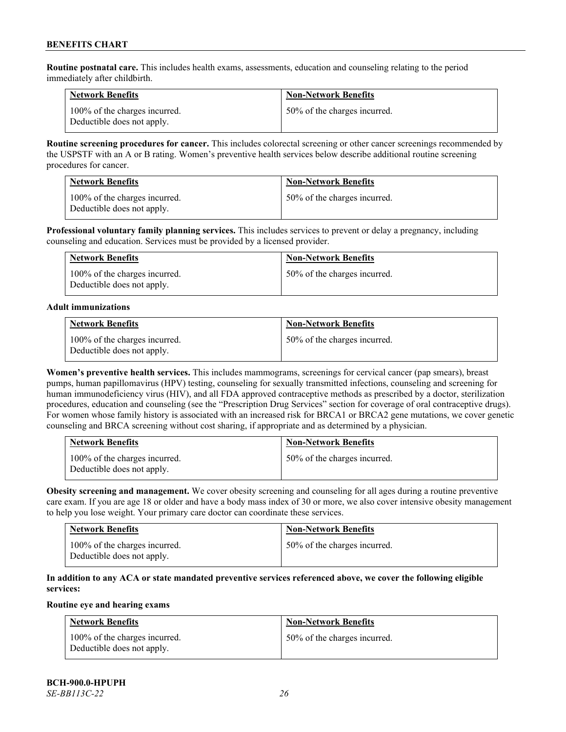**Routine postnatal care.** This includes health exams, assessments, education and counseling relating to the period immediately after childbirth.

| Network Benefits | Non-Network Benefits |
|---|---|
| 100% of the charges incurred. Deductible does not apply. | 50% of the charges incurred. |

**Routine screening procedures for cancer.** This includes colorectal screening or other cancer screenings recommended by the USPSTF with an A or B rating. Women's preventive health services below describe additional routine screening procedures for cancer.

| Network Benefits | Non-Network Benefits |
|---|---|
| 100% of the charges incurred. Deductible does not apply. | 50% of the charges incurred. |

**Professional voluntary family planning services.** This includes services to prevent or delay a pregnancy, including counseling and education. Services must be provided by a licensed provider.

| Network Benefits | Non-Network Benefits |
|---|---|
| 100% of the charges incurred. Deductible does not apply. | 50% of the charges incurred. |

**Adult immunizations**

| Network Benefits | Non-Network Benefits |
|---|---|
| 100% of the charges incurred. Deductible does not apply. | 50% of the charges incurred. |

**Women's preventive health services.** This includes mammograms, screenings for cervical cancer (pap smears), breast pumps, human papillomavirus (HPV) testing, counseling for sexually transmitted infections, counseling and screening for human immunodeficiency virus (HIV), and all FDA approved contraceptive methods as prescribed by a doctor, sterilization procedures, education and counseling (see the "Prescription Drug Services" section for coverage of oral contraceptive drugs). For women whose family history is associated with an increased risk for BRCA1 or BRCA2 gene mutations, we cover genetic counseling and BRCA screening without cost sharing, if appropriate and as determined by a physician.

| Network Benefits | Non-Network Benefits |
|---|---|
| 100% of the charges incurred. Deductible does not apply. | 50% of the charges incurred. |

**Obesity screening and management.** We cover obesity screening and counseling for all ages during a routine preventive care exam. If you are age 18 or older and have a body mass index of 30 or more, we also cover intensive obesity management to help you lose weight. Your primary care doctor can coordinate these services.

| Network Benefits | Non-Network Benefits |
|---|---|
| 100% of the charges incurred. Deductible does not apply. | 50% of the charges incurred. |

**In addition to any ACA or state mandated preventive services referenced above, we cover the following eligible services:**

**Routine eye and hearing exams**

| Network Benefits | Non-Network Benefits |
|---|---|
| 100% of the charges incurred. Deductible does not apply. | 50% of the charges incurred. |

**BCH-900.0-HPUPH**
*SE-BB113C-22*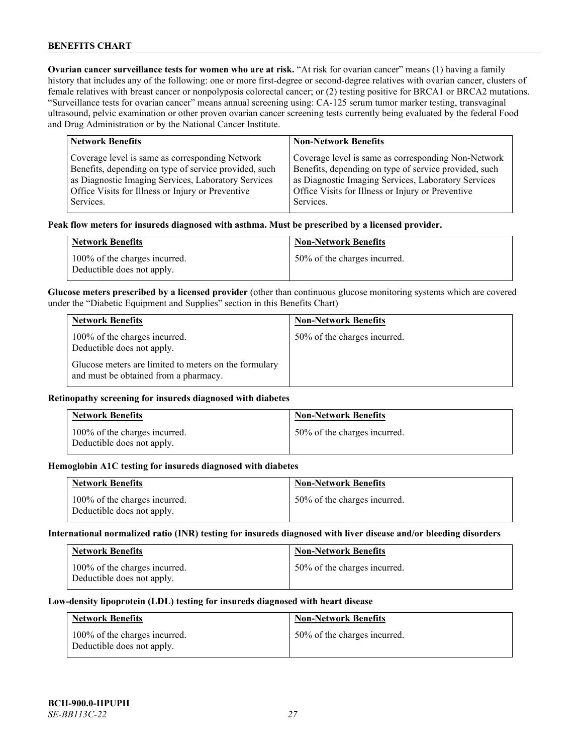**Ovarian cancer surveillance tests for women who are at risk.** "At risk for ovarian cancer" means (1) having a family history that includes any of the following: one or more first-degree or second-degree relatives with ovarian cancer, clusters of female relatives with breast cancer or nonpolyposis colorectal cancer; or (2) testing positive for BRCA1 or BRCA2 mutations. "Surveillance tests for ovarian cancer" means annual screening using: CA-125 serum tumor marker testing, transvaginal ultrasound, pelvic examination or other proven ovarian cancer screening tests currently being evaluated by the federal Food and Drug Administration or by the National Cancer Institute.

| Network Benefits | Non-Network Benefits |
|---|---|
| Coverage level is same as corresponding Network Benefits, depending on type of service provided, such as Diagnostic Imaging Services, Laboratory Services Office Visits for Illness or Injury or Preventive Services. | Coverage level is same as corresponding Non-Network Benefits, depending on type of service provided, such as Diagnostic Imaging Services, Laboratory Services Office Visits for Illness or Injury or Preventive Services. |

**Peak flow meters for insureds diagnosed with asthma. Must be prescribed by a licensed provider.**

| Network Benefits | Non-Network Benefits |
|---|---|
| 100% of the charges incurred. Deductible does not apply. | 50% of the charges incurred. |

**Glucose meters prescribed by a licensed provider** (other than continuous glucose monitoring systems which are covered under the "Diabetic Equipment and Supplies" section in this Benefits Chart)

| Network Benefits | Non-Network Benefits |
|---|---|
| 100% of the charges incurred. Deductible does not apply.<br><br>Glucose meters are limited to meters on the formulary and must be obtained from a pharmacy. | 50% of the charges incurred. |

**Retinopathy screening for insureds diagnosed with diabetes**

| Network Benefits | Non-Network Benefits |
|---|---|
| 100% of the charges incurred. Deductible does not apply. | 50% of the charges incurred. |

**Hemoglobin A1C testing for insureds diagnosed with diabetes**

| Network Benefits | Non-Network Benefits |
|---|---|
| 100% of the charges incurred. Deductible does not apply. | 50% of the charges incurred. |

**International normalized ratio (INR) testing for insureds diagnosed with liver disease and/or bleeding disorders**

| Network Benefits | Non-Network Benefits |
|---|---|
| 100% of the charges incurred. Deductible does not apply. | 50% of the charges incurred. |

**Low-density lipoprotein (LDL) testing for insureds diagnosed with heart disease**

| Network Benefits | Non-Network Benefits |
|---|---|
| 100% of the charges incurred. Deductible does not apply. | 50% of the charges incurred. |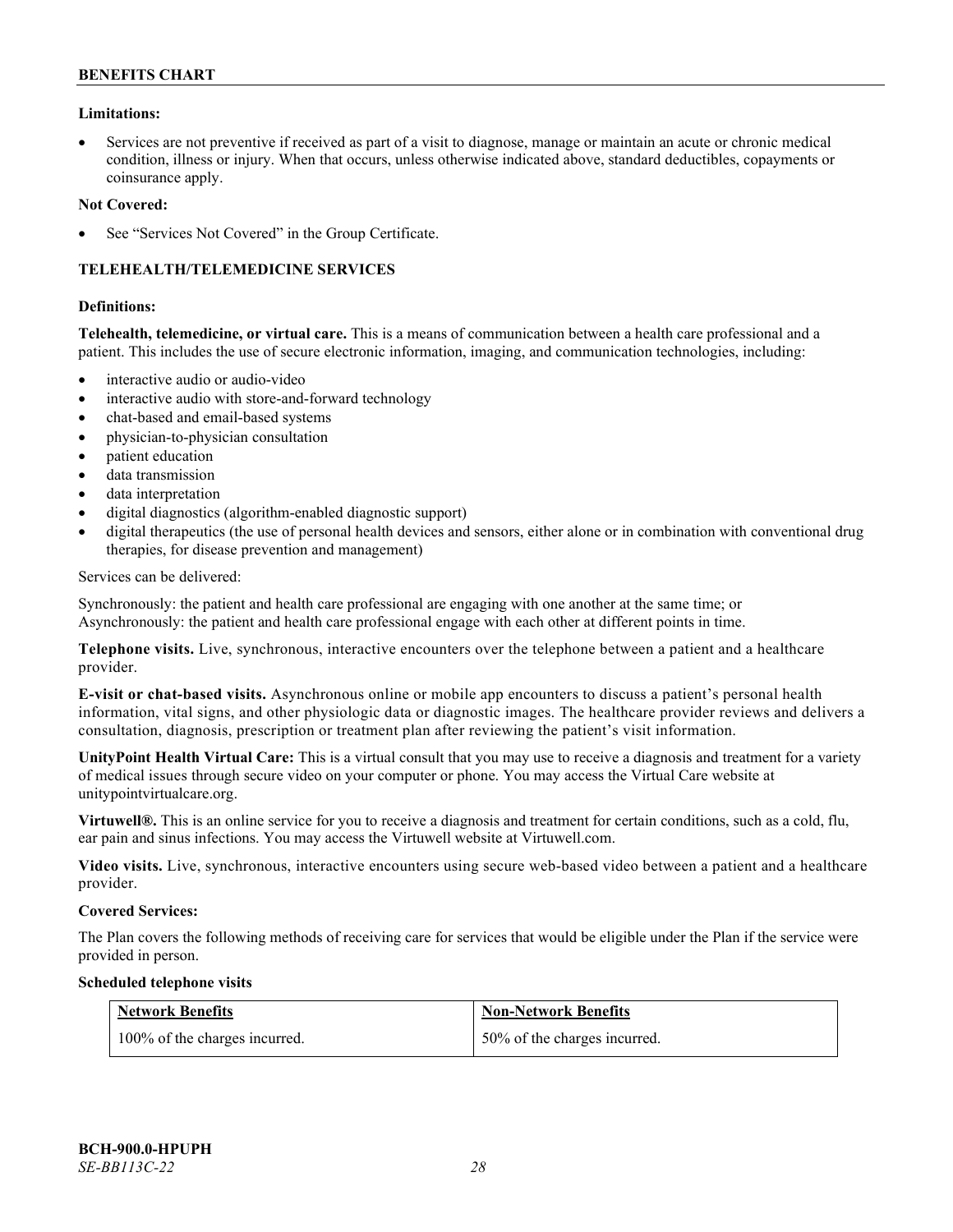**Limitations:**

- Services are not preventive if received as part of a visit to diagnose, manage or maintain an acute or chronic medical condition, illness or injury. When that occurs, unless otherwise indicated above, standard deductibles, copayments or coinsurance apply.

**Not Covered:**

- See "Services Not Covered" in the Group Certificate.

## TELEHEALTH/TELEMEDICINE SERVICES

**Definitions:**

**Telehealth, telemedicine, or virtual care.** This is a means of communication between a health care professional and a patient. This includes the use of secure electronic information, imaging, and communication technologies, including:

- interactive audio or audio-video
- interactive audio with store-and-forward technology
- chat-based and email-based systems
- physician-to-physician consultation
- patient education
- data transmission
- data interpretation
- digital diagnostics (algorithm-enabled diagnostic support)
- digital therapeutics (the use of personal health devices and sensors, either alone or in combination with conventional drug therapies, for disease prevention and management)

Services can be delivered:

Synchronously: the patient and health care professional are engaging with one another at the same time; or
Asynchronously: the patient and health care professional engage with each other at different points in time.

**Telephone visits.** Live, synchronous, interactive encounters over the telephone between a patient and a healthcare provider.

**E-visit or chat-based visits.** Asynchronous online or mobile app encounters to discuss a patient's personal health information, vital signs, and other physiologic data or diagnostic images. The healthcare provider reviews and delivers a consultation, diagnosis, prescription or treatment plan after reviewing the patient's visit information.

**UnityPoint Health Virtual Care:** This is a virtual consult that you may use to receive a diagnosis and treatment for a variety of medical issues through secure video on your computer or phone. You may access the Virtual Care website at unitypointvirtualcare.org.

**Virtuwell®.** This is an online service for you to receive a diagnosis and treatment for certain conditions, such as a cold, flu, ear pain and sinus infections. You may access the Virtuwell website at Virtuwell.com.

**Video visits.** Live, synchronous, interactive encounters using secure web-based video between a patient and a healthcare provider.

**Covered Services:**

The Plan covers the following methods of receiving care for services that would be eligible under the Plan if the service were provided in person.

**Scheduled telephone visits**

| Network Benefits | Non-Network Benefits |
|---|---|
| 100% of the charges incurred. | 50% of the charges incurred. |

BCH-900.0-HPUPH
*SE-BB113C-22*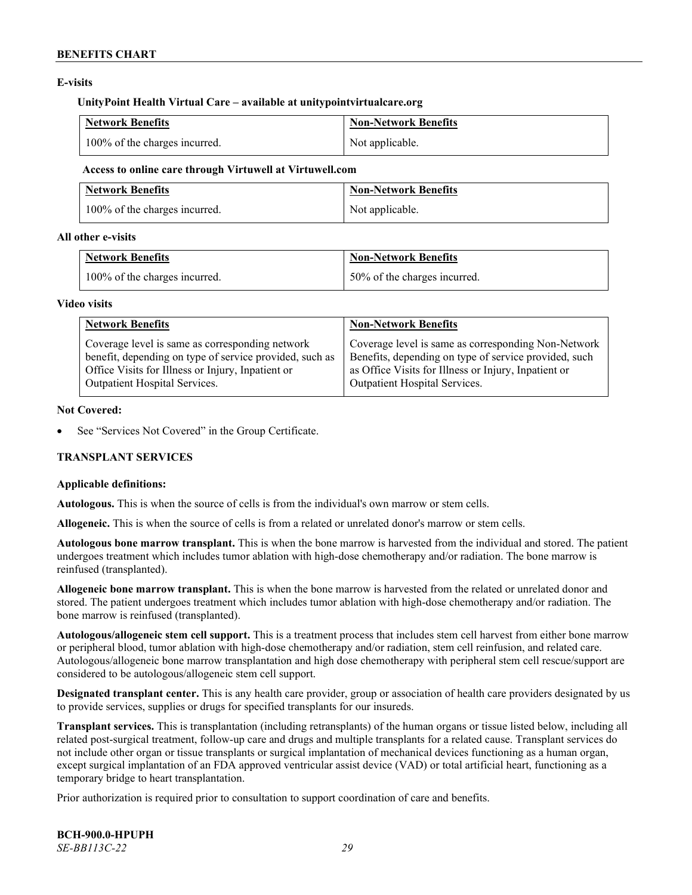## E-visits

**UnityPoint Health Virtual Care – available at unitypointvirtualcare.org**

| Network Benefits | Non-Network Benefits |
|---|---|
| 100% of the charges incurred. | Not applicable. |

**Access to online care through Virtuwell at Virtuwell.com**

| Network Benefits | Non-Network Benefits |
|---|---|
| 100% of the charges incurred. | Not applicable. |

**All other e-visits**

| Network Benefits | Non-Network Benefits |
|---|---|
| 100% of the charges incurred. | 50% of the charges incurred. |

## Video visits

| Network Benefits | Non-Network Benefits |
|---|---|
| Coverage level is same as corresponding network benefit, depending on type of service provided, such as Office Visits for Illness or Injury, Inpatient or Outpatient Hospital Services. | Coverage level is same as corresponding Non-Network Benefits, depending on type of service provided, such as Office Visits for Illness or Injury, Inpatient or Outpatient Hospital Services. |

**Not Covered:**

- See "Services Not Covered" in the Group Certificate.

## TRANSPLANT SERVICES

**Applicable definitions:**

**Autologous.** This is when the source of cells is from the individual's own marrow or stem cells.

**Allogeneic.** This is when the source of cells is from a related or unrelated donor's marrow or stem cells.

**Autologous bone marrow transplant.** This is when the bone marrow is harvested from the individual and stored. The patient undergoes treatment which includes tumor ablation with high-dose chemotherapy and/or radiation. The bone marrow is reinfused (transplanted).

**Allogeneic bone marrow transplant.** This is when the bone marrow is harvested from the related or unrelated donor and stored. The patient undergoes treatment which includes tumor ablation with high-dose chemotherapy and/or radiation. The bone marrow is reinfused (transplanted).

**Autologous/allogeneic stem cell support.** This is a treatment process that includes stem cell harvest from either bone marrow or peripheral blood, tumor ablation with high-dose chemotherapy and/or radiation, stem cell reinfusion, and related care. Autologous/allogeneic bone marrow transplantation and high dose chemotherapy with peripheral stem cell rescue/support are considered to be autologous/allogeneic stem cell support.

**Designated transplant center.** This is any health care provider, group or association of health care providers designated by us to provide services, supplies or drugs for specified transplants for our insureds.

**Transplant services.** This is transplantation (including retransplants) of the human organs or tissue listed below, including all related post-surgical treatment, follow-up care and drugs and multiple transplants for a related cause. Transplant services do not include other organ or tissue transplants or surgical implantation of mechanical devices functioning as a human organ, except surgical implantation of an FDA approved ventricular assist device (VAD) or total artificial heart, functioning as a temporary bridge to heart transplantation.

Prior authorization is required prior to consultation to support coordination of care and benefits.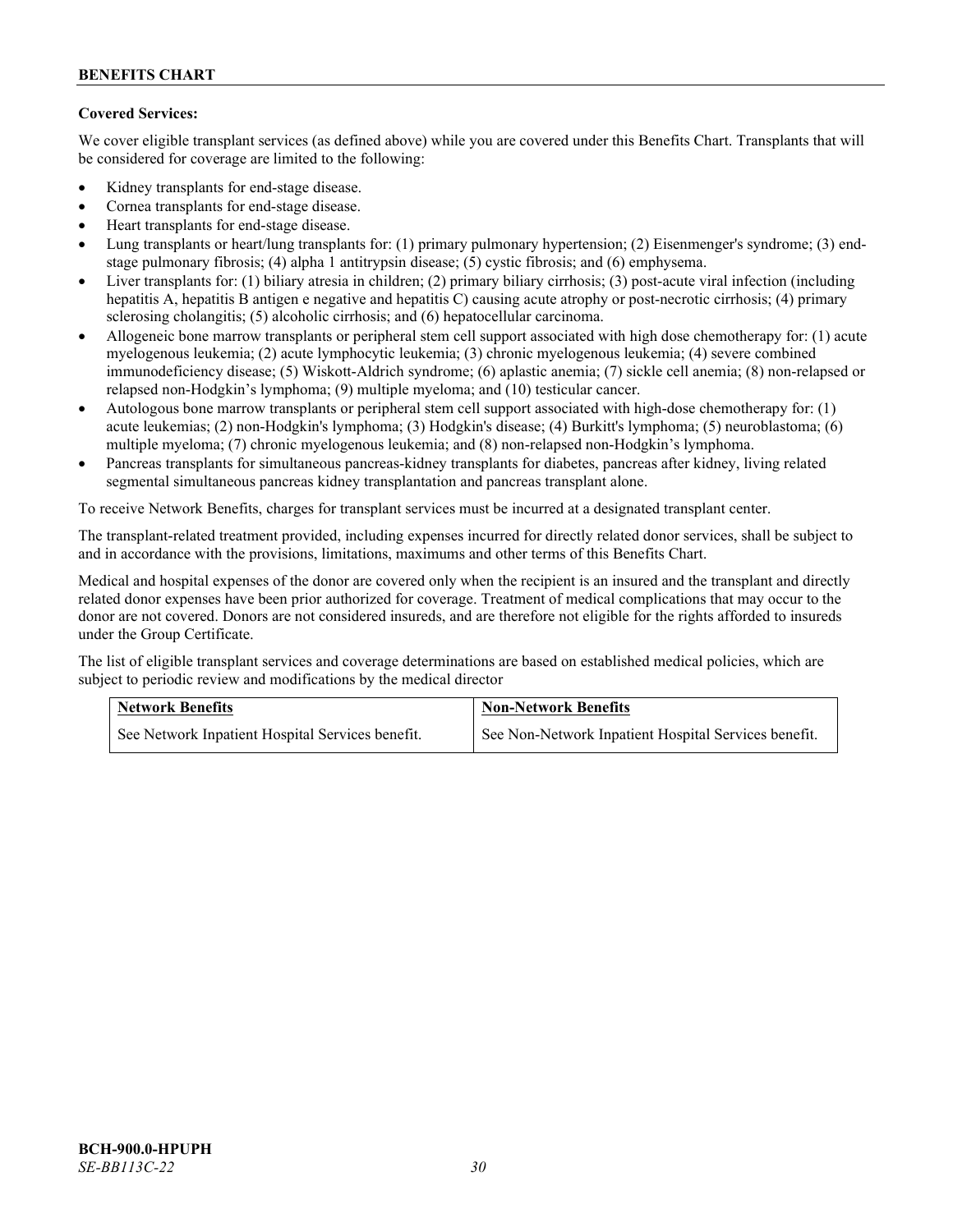**Covered Services:**

We cover eligible transplant services (as defined above) while you are covered under this Benefits Chart. Transplants that will be considered for coverage are limited to the following:

- Kidney transplants for end-stage disease.
- Cornea transplants for end-stage disease.
- Heart transplants for end-stage disease.
- Lung transplants or heart/lung transplants for: (1) primary pulmonary hypertension; (2) Eisenmenger's syndrome; (3) end-stage pulmonary fibrosis; (4) alpha 1 antitrypsin disease; (5) cystic fibrosis; and (6) emphysema.
- Liver transplants for: (1) biliary atresia in children; (2) primary biliary cirrhosis; (3) post-acute viral infection (including hepatitis A, hepatitis B antigen e negative and hepatitis C) causing acute atrophy or post-necrotic cirrhosis; (4) primary sclerosing cholangitis; (5) alcoholic cirrhosis; and (6) hepatocellular carcinoma.
- Allogeneic bone marrow transplants or peripheral stem cell support associated with high dose chemotherapy for: (1) acute myelogenous leukemia; (2) acute lymphocytic leukemia; (3) chronic myelogenous leukemia; (4) severe combined immunodeficiency disease; (5) Wiskott-Aldrich syndrome; (6) aplastic anemia; (7) sickle cell anemia; (8) non-relapsed or relapsed non-Hodgkin's lymphoma; (9) multiple myeloma; and (10) testicular cancer.
- Autologous bone marrow transplants or peripheral stem cell support associated with high-dose chemotherapy for: (1) acute leukemias; (2) non-Hodgkin's lymphoma; (3) Hodgkin's disease; (4) Burkitt's lymphoma; (5) neuroblastoma; (6) multiple myeloma; (7) chronic myelogenous leukemia; and (8) non-relapsed non-Hodgkin's lymphoma.
- Pancreas transplants for simultaneous pancreas-kidney transplants for diabetes, pancreas after kidney, living related segmental simultaneous pancreas kidney transplantation and pancreas transplant alone.

To receive Network Benefits, charges for transplant services must be incurred at a designated transplant center.

The transplant-related treatment provided, including expenses incurred for directly related donor services, shall be subject to and in accordance with the provisions, limitations, maximums and other terms of this Benefits Chart.

Medical and hospital expenses of the donor are covered only when the recipient is an insured and the transplant and directly related donor expenses have been prior authorized for coverage. Treatment of medical complications that may occur to the donor are not covered. Donors are not considered insureds, and are therefore not eligible for the rights afforded to insureds under the Group Certificate.

The list of eligible transplant services and coverage determinations are based on established medical policies, which are subject to periodic review and modifications by the medical director

| Network Benefits | Non-Network Benefits |
| --- | --- |
| See Network Inpatient Hospital Services benefit. | See Non-Network Inpatient Hospital Services benefit. |

**BCH-900.0-HPUPH**
*SE-BB113C-22*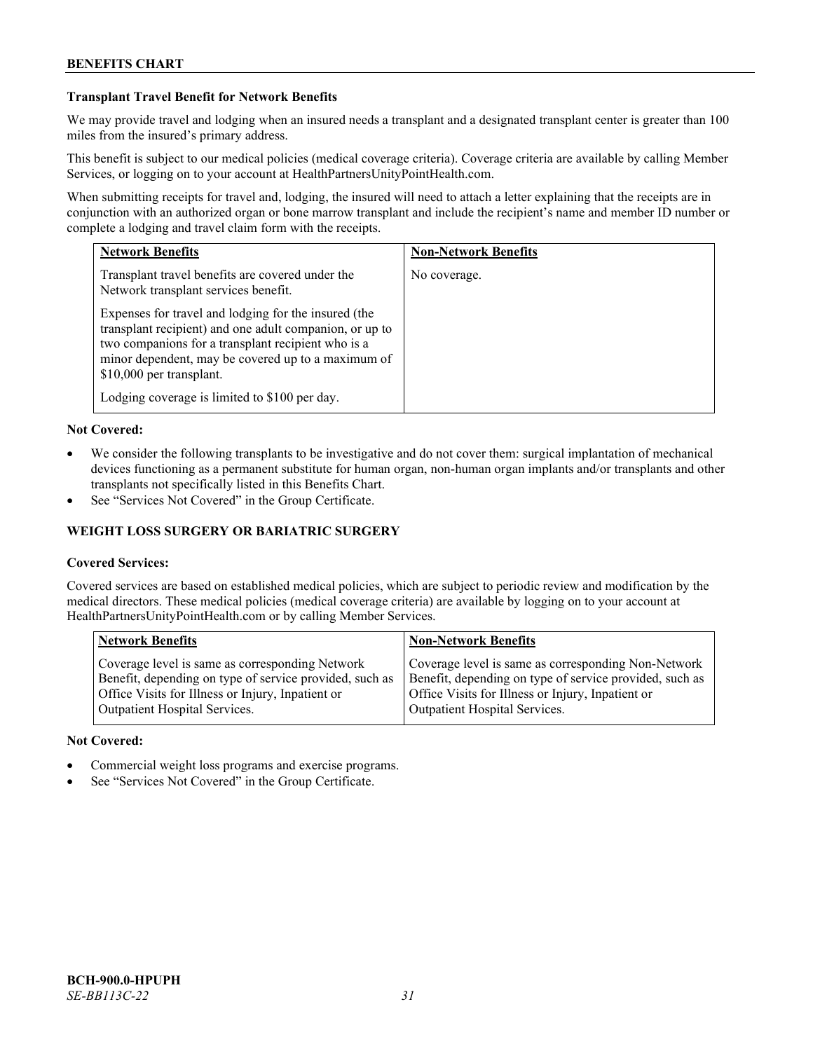### Transplant Travel Benefit for Network Benefits

We may provide travel and lodging when an insured needs a transplant and a designated transplant center is greater than 100 miles from the insured's primary address.

This benefit is subject to our medical policies (medical coverage criteria). Coverage criteria are available by calling Member Services, or logging on to your account at HealthPartnersUnityPointHealth.com.

When submitting receipts for travel and, lodging, the insured will need to attach a letter explaining that the receipts are in conjunction with an authorized organ or bone marrow transplant and include the recipient's name and member ID number or complete a lodging and travel claim form with the receipts.

| Network Benefits | Non-Network Benefits |
|---|---|
| Transplant travel benefits are covered under the Network transplant services benefit.<br><br>Expenses for travel and lodging for the insured (the transplant recipient) and one adult companion, or up to two companions for a transplant recipient who is a minor dependent, may be covered up to a maximum of $10,000 per transplant.<br><br>Lodging coverage is limited to $100 per day. | No coverage. |

**Not Covered:**

- We consider the following transplants to be investigative and do not cover them: surgical implantation of mechanical devices functioning as a permanent substitute for human organ, non-human organ implants and/or transplants and other transplants not specifically listed in this Benefits Chart.
- See "Services Not Covered" in the Group Certificate.

## WEIGHT LOSS SURGERY OR BARIATRIC SURGERY

**Covered Services:**

Covered services are based on established medical policies, which are subject to periodic review and modification by the medical directors. These medical policies (medical coverage criteria) are available by logging on to your account at HealthPartnersUnityPointHealth.com or by calling Member Services.

| Network Benefits | Non-Network Benefits |
|---|---|
| Coverage level is same as corresponding Network Benefit, depending on type of service provided, such as Office Visits for Illness or Injury, Inpatient or Outpatient Hospital Services. | Coverage level is same as corresponding Non-Network Benefit, depending on type of service provided, such as Office Visits for Illness or Injury, Inpatient or Outpatient Hospital Services. |

**Not Covered:**

- Commercial weight loss programs and exercise programs.
- See "Services Not Covered" in the Group Certificate.

**BCH-900.0-HPUPH**
*SE-BB113C-22*